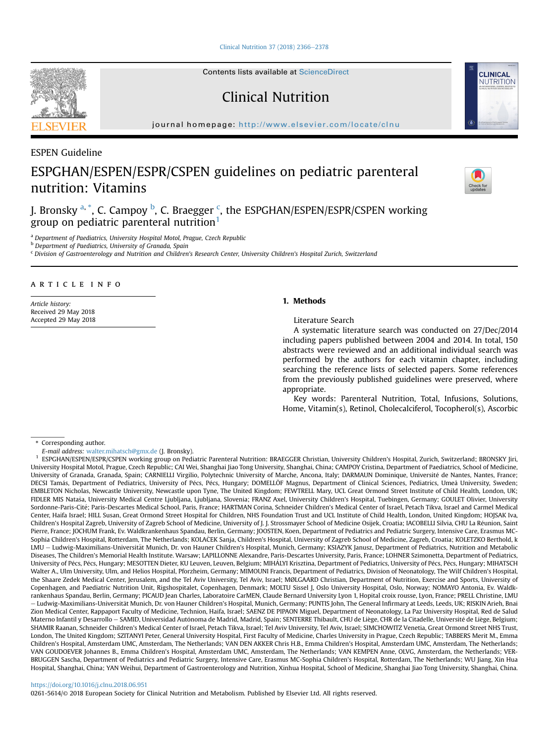Contents lists available at ScienceDirect

# Clinical Nutrition

journal homepage: http://www.elsevier.com/locate/clnu

ESPEN Guideline

# ESPGHAN/ESPEN/ESPR/CSPEN guidelines on pediatric parenteral nutrition: Vitamins

J. Bronsky [a,*], C. Campoy [b], C. Braegger [c], the ESPGHAN/ESPEN/ESPR/CSPEN working group on pediatric parenteral nutrition[1]

[a] Department of Paediatrics, University Hospital Motol, Prague, Czech Republic
[b] Department of Paediatrics, University of Granada, Spain
[c] Division of Gastroenterology and Nutrition and Children's Research Center, University Children's Hospital Zurich, Switzerland

ARTICLE INFO

*Article history:*
Received 29 May 2018
Accepted 29 May 2018

## 1. Methods

Literature Search

A systematic literature search was conducted on 27/Dec/2014 including papers published between 2004 and 2014. In total, 150 abstracts were reviewed and an additional individual search was performed by the authors for each vitamin chapter, including searching the reference lists of selected papers. Some references from the previously published guidelines were preserved, where appropriate.

Key words: Parenteral Nutrition, Total, Infusions, Solutions, Home, Vitamin(s), Retinol, Cholecalciferol, Tocopherol(s), Ascorbic

---

\* Corresponding author.
*E-mail address:* walter.mihatsch@gmx.de (J. Bronsky).

[1] ESPGHAN/ESPEN/ESPR/CSPEN working group on Pediatric Parenteral Nutrition: BRAEGGER Christian, University Children's Hospital, Zurich, Switzerland; BRONSKY Jiri, University Hospital Motol, Prague, Czech Republic; CAI Wei, Shanghai Jiao Tong University, Shanghai, China; CAMPOY Cristina, Department of Paediatrics, School of Medicine, University of Granada, Granada, Spain; CARNIELLI Virgilio, Polytechnic University of Marche, Ancona, Italy; DARMAUN Dominique, Université de Nantes, Nantes, France; DECSI Tamás, Department of Pediatrics, University of Pécs, Pécs, Hungary; DOMELLÖF Magnus, Department of Clinical Sciences, Pediatrics, Umeå University, Sweden; EMBLETON Nicholas, Newcastle University, Newcastle upon Tyne, The United Kingdom; FEWTRELL Mary, UCL Great Ormond Street Institute of Child Health, London, UK; FIDLER MIS Nataša, University Medical Centre Ljubljana, Ljubljana, Slovenia; FRANZ Axel, University Children's Hospital, Tuebingen, Germany; GOULET Olivier, University Sordonne-Paris-Cité; Paris-Descartes Medical School, Paris, France; HARTMAN Corina, Schneider Children's Medical Center of Israel, Petach Tikva, Israel and Carmel Medical Center, Haifa Israel; HILL Susan, Great Ormond Street Hospital for Children, NHS Foundation Trust and UCL Institute of Child Health, London, United Kingdom; HOJSAK Iva, Children's Hospital Zagreb, University of Zagreb School of Medicine, University of J. J. Strossmayer School of Medicine Osijek, Croatia; IACOBELLI Silvia, CHU La Réunion, Saint Pierre, France; JOCHUM Frank, Ev. Waldkrankenhaus Spandau, Berlin, Germany; JOOSTEN, Koen, Department of Pediatrics and Pediatric Surgery, Intensive Care, Erasmus MC-Sophia Children's Hospital, Rotterdam, The Netherlands; KOLAČEK Sanja, Children's Hospital, University of Zagreb School of Medicine, Zagreb, Croatia; KOLETZKO Berthold, k LMU – Ludwig-Maximilians-Universität Munich, Dr. von Hauner Children's Hospital, Munich, Germany; KSIAZYK Janusz, Department of Pediatrics, Nutrition and Metabolic Diseases, The Children's Memorial Health Institute. Warsaw; LAPILLONNE Alexandre, Paris-Descartes University, Paris, France; LOHNER Szimonetta, Department of Pediatrics, University of Pécs, Pécs, Hungary; MESOTTEN Dieter, KU Leuven, Leuven, Belgium; MIHÁLYI Krisztina, Department of Pediatrics, University of Pécs, Pécs, Hungary; MIHATSCH Walter A., Ulm University, Ulm, and Helios Hospital, Pforzheim, Germany; MIMOUNI Francis, Department of Pediatrics, Division of Neonatology, The Wilf Children's Hospital, the Shaare Zedek Medical Center, Jerusalem, and the Tel Aviv University, Tel Aviv, Israel; MØLGAARD Christian, Department of Nutrition, Exercise and Sports, University of Copenhagen, and Paediatric Nutrition Unit, Rigshospitalet, Copenhagen, Denmark; MOLTU Sissel J, Oslo University Hospital, Oslo, Norway; NOMAYO Antonia, Ev. Waldkrankenhaus Spandau, Berlin, Germany; PICAUD Jean Charles, Laboratoire CarMEN, Claude Bernard University Lyon 1, Hopital croix rousse, Lyon, France; PRELL Christine, LMU – Ludwig-Maximilians-Universität Munich, Dr. von Hauner Children's Hospital, Munich, Germany; PUNTIS John, The General Infirmary at Leeds, Leeds, UK; RISKIN Arieh, Bnai Zion Medical Center, Rappaport Faculty of Medicine, Technion, Haifa, Israel; SAENZ DE PIPAON Miguel, Department of Neonatology, La Paz University Hospital, Red de Salud Materno Infantil y Desarrollo – SAMID, Universidad Autónoma de Madrid, Madrid, Spain; SENTERRE Thibault, CHU de Liège, CHR de la Citadelle, Université de Liège, Belgium; SHAMIR Raanan, Schneider Children's Medical Center of Israel, Petach Tikva, Israel; Tel Aviv University, Tel Aviv, Israel; SIMCHOWITZ Venetia, Great Ormond Street NHS Trust, London, The United Kingdom; SZITANYI Peter, General University Hospital, First Faculty of Medicine, Charles University in Prague, Czech Republic; TABBERS Merit M., Emma Children's Hospital, Amsterdam UMC, Amsterdam, The Netherlands; VAN DEN AKKER Chris H.B., Emma Children's Hospital, Amsterdam UMC, Amsterdam, The Netherlands; VAN GOUDOEVER Johannes B., Emma Children's Hospital, Amsterdam UMC, Amsterdam, The Netherlands; VAN KEMPEN Anne, OLVG, Amsterdam, the Netherlands; VERBRUGGEN Sascha, Department of Pediatrics and Pediatric Surgery, Intensive Care, Erasmus MC-Sophia Children's Hospital, Rotterdam, The Netherlands; WU Jiang, Xin Hua Hospital, Shanghai, China; YAN Weihui, Department of Gastroenterology and Nutrition, Xinhua Hospital, School of Medicine, Shanghai Jiao Tong University, Shanghai, China.

https://doi.org/10.1016/j.clnu.2018.06.951
0261-5614/© 2018 European Society for Clinical Nutrition and Metabolism. Published by Elsevier Ltd. All rights reserved.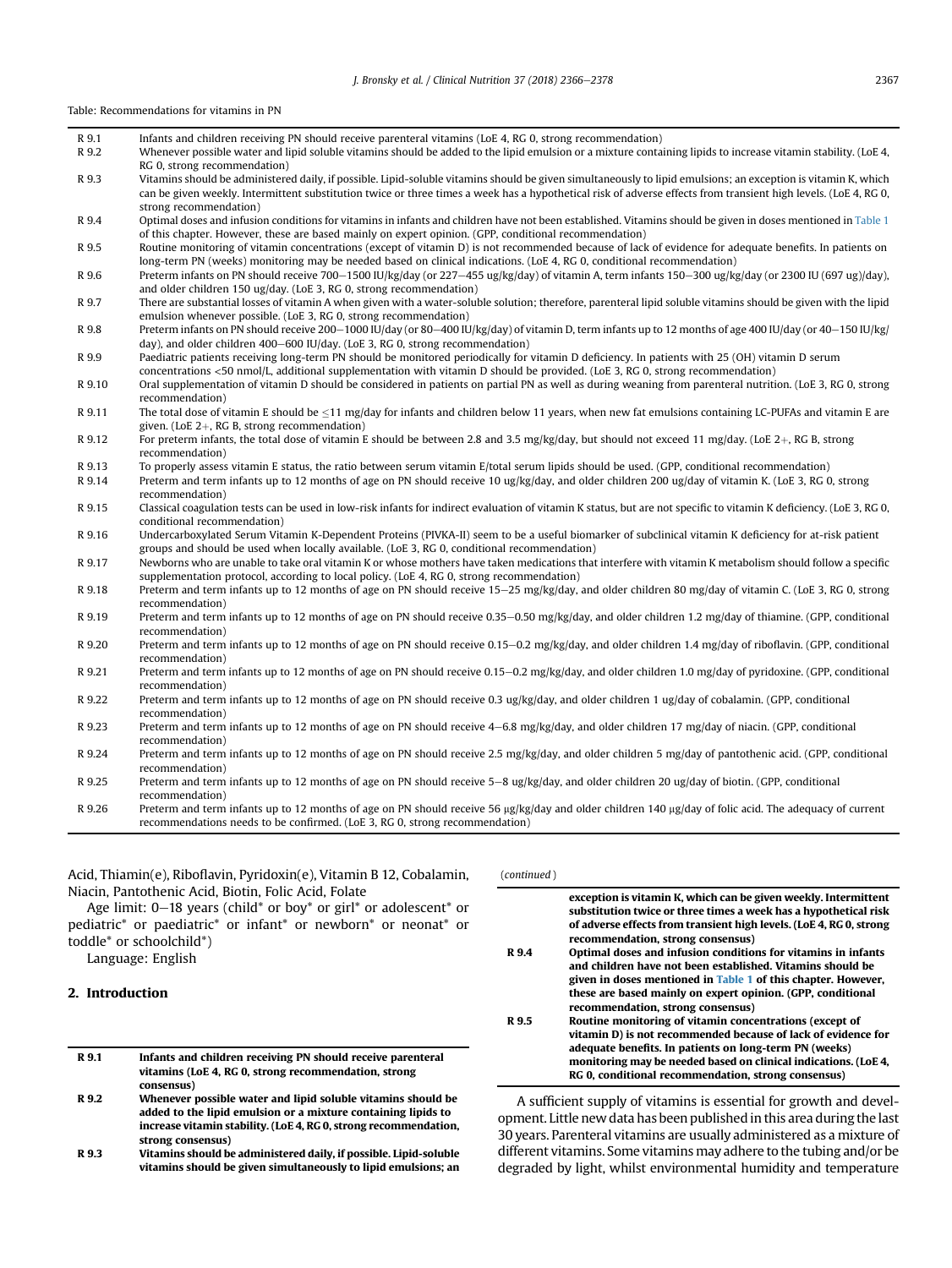Table: Recommendations for vitamins in PN

| | |
|---|---|
| R 9.1 | Infants and children receiving PN should receive parenteral vitamins (LoE 4, RG 0, strong recommendation) |
| R 9.2 | Whenever possible water and lipid soluble vitamins should be added to the lipid emulsion or a mixture containing lipids to increase vitamin stability. (LoE 4, RG 0, strong recommendation) |
| R 9.3 | Vitamins should be administered daily, if possible. Lipid-soluble vitamins should be given simultaneously to lipid emulsions; an exception is vitamin K, which can be given weekly. Intermittent substitution twice or three times a week has a hypothetical risk of adverse effects from transient high levels. (LoE 4, RG 0, strong recommendation) |
| R 9.4 | Optimal doses and infusion conditions for vitamins in infants and children have not been established. Vitamins should be given in doses mentioned in Table 1 of this chapter. However, these are based mainly on expert opinion. (GPP, conditional recommendation) |
| R 9.5 | Routine monitoring of vitamin concentrations (except of vitamin D) is not recommended because of lack of evidence for adequate benefits. In patients on long-term PN (weeks) monitoring may be needed based on clinical indications. (LoE 4, RG 0, conditional recommendation) |
| R 9.6 | Preterm infants on PN should receive 700–1500 IU/kg/day (or 227–455 ug/kg/day) of vitamin A, term infants 150–300 ug/kg/day (or 2300 IU (697 ug)/day), and older children 150 ug/day. (LoE 3, RG 0, strong recommendation) |
| R 9.7 | There are substantial losses of vitamin A when given with a water-soluble solution; therefore, parenteral lipid soluble vitamins should be given with the lipid emulsion whenever possible. (LoE 3, RG 0, strong recommendation) |
| R 9.8 | Preterm infants on PN should receive 200–1000 IU/day (or 80–400 IU/kg/day) of vitamin D, term infants up to 12 months of age 400 IU/day (or 40–150 IU/kg/day), and older children 400–600 IU/day. (LoE 3, RG 0, strong recommendation) |
| R 9.9 | Paediatric patients receiving long-term PN should be monitored periodically for vitamin D deficiency. In patients with 25 (OH) vitamin D serum concentrations <50 nmol/L, additional supplementation with vitamin D should be provided. (LoE 3, RG 0, strong recommendation) |
| R 9.10 | Oral supplementation of vitamin D should be considered in patients on partial PN as well as during weaning from parenteral nutrition. (LoE 3, RG 0, strong recommendation) |
| R 9.11 | The total dose of vitamin E should be ≤11 mg/day for infants and children below 11 years, when new fat emulsions containing LC-PUFAs and vitamin E are given. (LoE 2+, RG B, strong recommendation) |
| R 9.12 | For preterm infants, the total dose of vitamin E should be between 2.8 and 3.5 mg/kg/day, but should not exceed 11 mg/day. (LoE 2+, RG B, strong recommendation) |
| R 9.13 | To properly assess vitamin E status, the ratio between serum vitamin E/total serum lipids should be used. (GPP, conditional recommendation) |
| R 9.14 | Preterm and term infants up to 12 months of age on PN should receive 10 ug/kg/day, and older children 200 ug/day of vitamin K. (LoE 3, RG 0, strong recommendation) |
| R 9.15 | Classical coagulation tests can be used in low-risk infants for indirect evaluation of vitamin K status, but are not specific to vitamin K deficiency. (LoE 3, RG 0, conditional recommendation) |
| R 9.16 | Undercarboxylated Serum Vitamin K-Dependent Proteins (PIVKA-II) seem to be a useful biomarker of subclinical vitamin K deficiency for at-risk patient groups and should be used when locally available. (LoE 3, RG 0, conditional recommendation) |
| R 9.17 | Newborns who are unable to take oral vitamin K or whose mothers have taken medications that interfere with vitamin K metabolism should follow a specific supplementation protocol, according to local policy. (LoE 4, RG 0, strong recommendation) |
| R 9.18 | Preterm and term infants up to 12 months of age on PN should receive 15–25 mg/kg/day, and older children 80 mg/day of vitamin C. (LoE 3, RG 0, strong recommendation) |
| R 9.19 | Preterm and term infants up to 12 months of age on PN should receive 0.35–0.50 mg/kg/day, and older children 1.2 mg/day of thiamine. (GPP, conditional recommendation) |
| R 9.20 | Preterm and term infants up to 12 months of age on PN should receive 0.15–0.2 mg/kg/day, and older children 1.4 mg/day of riboflavin. (GPP, conditional recommendation) |
| R 9.21 | Preterm and term infants up to 12 months of age on PN should receive 0.15–0.2 mg/kg/day, and older children 1.0 mg/day of pyridoxine. (GPP, conditional recommendation) |
| R 9.22 | Preterm and term infants up to 12 months of age on PN should receive 0.3 ug/kg/day, and older children 1 ug/day of cobalamin. (GPP, conditional recommendation) |
| R 9.23 | Preterm and term infants up to 12 months of age on PN should receive 4–6.8 mg/kg/day, and older children 17 mg/day of niacin. (GPP, conditional recommendation) |
| R 9.24 | Preterm and term infants up to 12 months of age on PN should receive 2.5 mg/kg/day, and older children 5 mg/day of pantothenic acid. (GPP, conditional recommendation) |
| R 9.25 | Preterm and term infants up to 12 months of age on PN should receive 5–8 ug/kg/day, and older children 20 ug/day of biotin. (GPP, conditional recommendation) |
| R 9.26 | Preterm and term infants up to 12 months of age on PN should receive 56 μg/kg/day and older children 140 μg/day of folic acid. The adequacy of current recommendations needs to be confirmed. (LoE 3, RG 0, strong recommendation) |

Acid, Thiamin(e), Riboflavin, Pyridoxin(e), Vitamin B 12, Cobalamin, Niacin, Pantothenic Acid, Biotin, Folic Acid, Folate

Age limit: 0–18 years (child* or boy* or girl* or adolescent* or pediatric* or paediatric* or infant* or newborn* or neonat* or toddle* or schoolchild*)

Language: English

## 2. Introduction

| | |
|---|---|
| **R 9.1** | **Infants and children receiving PN should receive parenteral vitamins (LoE 4, RG 0, strong recommendation, strong consensus)** |
| **R 9.2** | **Whenever possible water and lipid soluble vitamins should be added to the lipid emulsion or a mixture containing lipids to increase vitamin stability. (LoE 4, RG 0, strong recommendation, strong consensus)** |
| **R 9.3** | **Vitamins should be administered daily, if possible. Lipid-soluble vitamins should be given simultaneously to lipid emulsions; an exception is vitamin K, which can be given weekly. Intermittent substitution twice or three times a week has a hypothetical risk of adverse effects from transient high levels. (LoE 4, RG 0, strong recommendation, strong consensus)** |
| **R 9.4** | **Optimal doses and infusion conditions for vitamins in infants and children have not been established. Vitamins should be given in doses mentioned in Table 1 of this chapter. However, these are based mainly on expert opinion. (GPP, conditional recommendation, strong consensus)** |
| **R 9.5** | **Routine monitoring of vitamin concentrations (except of vitamin D) is not recommended because of lack of evidence for adequate benefits. In patients on long-term PN (weeks) monitoring may be needed based on clinical indications. (LoE 4, RG 0, conditional recommendation, strong consensus)** |

A sufficient supply of vitamins is essential for growth and development. Little new data has been published in this area during the last 30 years. Parenteral vitamins are usually administered as a mixture of different vitamins. Some vitamins may adhere to the tubing and/or be degraded by light, whilst environmental humidity and temperature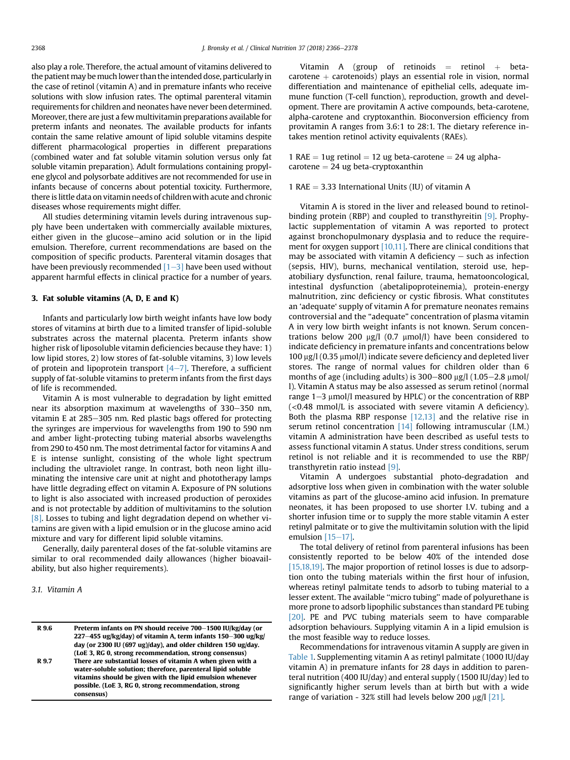also play a role. Therefore, the actual amount of vitamins delivered to the patient may be much lower than the intended dose, particularly in the case of retinol (vitamin A) and in premature infants who receive solutions with slow infusion rates. The optimal parenteral vitamin requirements for children and neonates have never been determined. Moreover, there are just a few multivitamin preparations available for preterm infants and neonates. The available products for infants contain the same relative amount of lipid soluble vitamins despite different pharmacological properties in different preparations (combined water and fat soluble vitamin solution versus only fat soluble vitamin preparation). Adult formulations containing propylene glycol and polysorbate additives are not recommended for use in infants because of concerns about potential toxicity. Furthermore, there is little data on vitamin needs of children with acute and chronic diseases whose requirements might differ.

All studies determining vitamin levels during intravenous supply have been undertaken with commercially available mixtures, either given in the glucose–amino acid solution or in the lipid emulsion. Therefore, current recommendations are based on the composition of specific products. Parenteral vitamin dosages that have been previously recommended [1–3] have been used without apparent harmful effects in clinical practice for a number of years.

## 3. Fat soluble vitamins (A, D, E and K)

Infants and particularly low birth weight infants have low body stores of vitamins at birth due to a limited transfer of lipid-soluble substrates across the maternal placenta. Preterm infants show higher risk of liposoluble vitamin deficiencies because they have: 1) low lipid stores, 2) low stores of fat-soluble vitamins, 3) low levels of protein and lipoprotein transport [4–7]. Therefore, a sufficient supply of fat-soluble vitamins to preterm infants from the first days of life is recommended.

Vitamin A is most vulnerable to degradation by light emitted near its absorption maximum at wavelengths of 330–350 nm, vitamin E at 285–305 nm. Red plastic bags offered for protecting the syringes are impervious for wavelengths from 190 to 550 nm and amber light-protecting tubing material absorbs wavelengths from 290 to 450 nm. The most detrimental factor for vitamins A and E is intense sunlight, consisting of the whole light spectrum including the ultraviolet range. In contrast, both neon light illuminating the intensive care unit at night and phototherapy lamps have little degrading effect on vitamin A. Exposure of PN solutions to light is also associated with increased production of peroxides and is not protectable by addition of multivitamins to the solution [8]. Losses to tubing and light degradation depend on whether vitamins are given with a lipid emulsion or in the glucose amino acid mixture and vary for different lipid soluble vitamins.

Generally, daily parenteral doses of the fat-soluble vitamins are similar to oral recommended daily allowances (higher bioavailability, but also higher requirements).

### *3.1. Vitamin A*

| | |
|---|---|
| **R 9.6** | **Preterm infants on PN should receive 700–1500 IU/kg/day (or 227–455 ug/kg/day) of vitamin A, term infants 150–300 ug/kg/day (or 2300 IU (697 ug)/day), and older children 150 ug/day. (LoE 3, RG 0, strong recommendation, strong consensus)** |
| **R 9.7** | **There are substantial losses of vitamin A when given with a water-soluble solution; therefore, parenteral lipid soluble vitamins should be given with the lipid emulsion whenever possible. (LoE 3, RG 0, strong recommendation, strong consensus)** |

Vitamin A (group of retinoids = retinol + beta-carotene + carotenoids) plays an essential role in vision, normal differentiation and maintenance of epithelial cells, adequate immune function (T-cell function), reproduction, growth and development. There are provitamin A active compounds, beta-carotene, alpha-carotene and cryptoxanthin. Bioconversion efficiency from provitamin A ranges from 3.6:1 to 28:1. The dietary reference intakes mention retinol activity equivalents (RAEs).

1 RAE = 1ug retinol = 12 ug beta-carotene = 24 ug alpha-carotene = 24 ug beta-cryptoxanthin

1 RAE = 3.33 International Units (IU) of vitamin A

Vitamin A is stored in the liver and released bound to retinol-binding protein (RBP) and coupled to transthyreitin [9]. Prophylactic supplementation of vitamin A was reported to protect against bronchopulmonary dysplasia and to reduce the requirement for oxygen support [10,11]. There are clinical conditions that may be associated with vitamin A deficiency – such as infection (sepsis, HIV), burns, mechanical ventilation, steroid use, hepatobiliary dysfunction, renal failure, trauma, hematooncological, intestinal dysfunction (abetalipoproteinemia), protein-energy malnutrition, zinc deficiency or cystic fibrosis. What constitutes an 'adequate' supply of vitamin A for premature neonates remains controversial and the "adequate" concentration of plasma vitamin A in very low birth weight infants is not known. Serum concentrations below 200 μg/l (0.7 μmol/l) have been considered to indicate deficiency in premature infants and concentrations below 100 μg/l (0.35 μmol/l) indicate severe deficiency and depleted liver stores. The range of normal values for children older than 6 months of age (including adults) is 300–800 μg/l (1.05–2.8 μmol/l). Vitamin A status may be also assessed as serum retinol (normal range 1–3 μmol/l measured by HPLC) or the concentration of RBP (<0.48 mmol/L is associated with severe vitamin A deficiency). Both the plasma RBP response [12,13] and the relative rise in serum retinol concentration [14] following intramuscular (I.M.) vitamin A administration have been described as useful tests to assess functional vitamin A status. Under stress conditions, serum retinol is not reliable and it is recommended to use the RBP/transthyretin ratio instead [9].

Vitamin A undergoes substantial photo-degradation and adsorptive loss when given in combination with the water soluble vitamins as part of the glucose-amino acid infusion. In premature neonates, it has been proposed to use shorter I.V. tubing and a shorter infusion time or to supply the more stable vitamin A ester retinyl palmitate or to give the multivitamin solution with the lipid emulsion [15–17].

The total delivery of retinol from parenteral infusions has been consistently reported to be below 40% of the intended dose [15,18,19]. The major proportion of retinol losses is due to adsorption onto the tubing materials within the first hour of infusion, whereas retinyl palmitate tends to adsorb to tubing material to a lesser extent. The available "micro tubing" made of polyurethane is more prone to adsorb lipophilic substances than standard PE tubing [20]. PE and PVC tubing materials seem to have comparable adsorption behaviours. Supplying vitamin A in a lipid emulsion is the most feasible way to reduce losses.

Recommendations for intravenous vitamin A supply are given in Table 1. Supplementing vitamin A as retinyl palmitate (1000 IU/day vitamin A) in premature infants for 28 days in addition to parenteral nutrition (400 IU/day) and enteral supply (1500 IU/day) led to significantly higher serum levels than at birth but with a wide range of variation - 32% still had levels below 200 μg/l [21].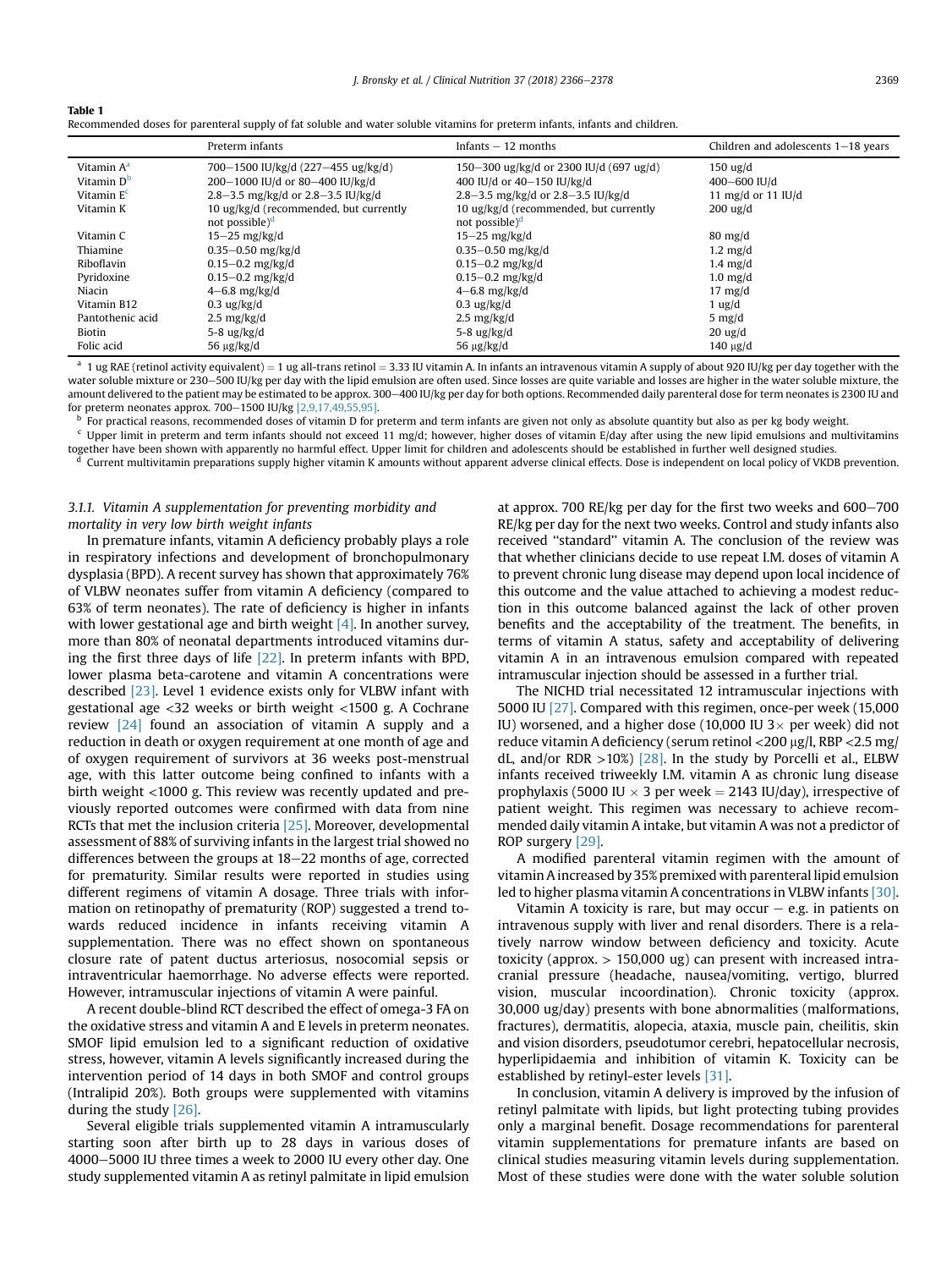**Table 1**
Recommended doses for parenteral supply of fat soluble and water soluble vitamins for preterm infants, infants and children.

| | Preterm infants | Infants − 12 months | Children and adolescents 1−18 years |
|---|---|---|---|
| Vitamin A[a] | 700−1500 IU/kg/d (227−455 ug/kg/d) | 150−300 ug/kg/d or 2300 IU/d (697 ug/d) | 150 ug/d |
| Vitamin D[b] | 200−1000 IU/d or 80−400 IU/kg/d | 400 IU/d or 40−150 IU/kg/d | 400−600 IU/d |
| Vitamin E[c] | 2.8−3.5 mg/kg/d or 2.8−3.5 IU/kg/d | 2.8−3.5 mg/kg/d or 2.8−3.5 IU/kg/d | 11 mg/d or 11 IU/d |
| Vitamin K | 10 ug/kg/d (recommended, but currently not possible)[d] | 10 ug/kg/d (recommended, but currently not possible)[d] | 200 ug/d |
| Vitamin C | 15−25 mg/kg/d | 15−25 mg/kg/d | 80 mg/d |
| Thiamine | 0.35−0.50 mg/kg/d | 0.35−0.50 mg/kg/d | 1.2 mg/d |
| Riboflavin | 0.15−0.2 mg/kg/d | 0.15−0.2 mg/kg/d | 1.4 mg/d |
| Pyridoxine | 0.15−0.2 mg/kg/d | 0.15−0.2 mg/kg/d | 1.0 mg/d |
| Niacin | 4−6.8 mg/kg/d | 4−6.8 mg/kg/d | 17 mg/d |
| Vitamin B12 | 0.3 ug/kg/d | 0.3 ug/kg/d | 1 ug/d |
| Pantothenic acid | 2.5 mg/kg/d | 2.5 mg/kg/d | 5 mg/d |
| Biotin | 5-8 ug/kg/d | 5-8 ug/kg/d | 20 ug/d |
| Folic acid | 56 μg/kg/d | 56 μg/kg/d | 140 μg/d |

[a] 1 ug RAE (retinol activity equivalent) = 1 ug all-trans retinol = 3.33 IU vitamin A. In infants an intravenous vitamin A supply of about 920 IU/kg per day together with the water soluble mixture or 230−500 IU/kg per day with the lipid emulsion are often used. Since losses are quite variable and losses are higher in the water soluble mixture, the amount delivered to the patient may be estimated to be approx. 300−400 IU/kg per day for both options. Recommended daily parenteral dose for term neonates is 2300 IU and for preterm neonates approx. 700−1500 IU/kg [2,9,17,49,55,95].

[b] For practical reasons, recommended doses of vitamin D for preterm and term infants are given not only as absolute quantity but also as per kg body weight.

[c] Upper limit in preterm and term infants should not exceed 11 mg/d; however, higher doses of vitamin E/day after using the new lipid emulsions and multivitamins together have been shown with apparently no harmful effect. Upper limit for children and adolescents should be established in further well designed studies.

[d] Current multivitamin preparations supply higher vitamin K amounts without apparent adverse clinical effects. Dose is independent on local policy of VKDB prevention.

#### 3.1.1. Vitamin A supplementation for preventing morbidity and mortality in very low birth weight infants

In premature infants, vitamin A deficiency probably plays a role in respiratory infections and development of bronchopulmonary dysplasia (BPD). A recent survey has shown that approximately 76% of VLBW neonates suffer from vitamin A deficiency (compared to 63% of term neonates). The rate of deficiency is higher in infants with lower gestational age and birth weight [4]. In another survey, more than 80% of neonatal departments introduced vitamins during the first three days of life [22]. In preterm infants with BPD, lower plasma beta-carotene and vitamin A concentrations were described [23]. Level 1 evidence exists only for VLBW infant with gestational age <32 weeks or birth weight <1500 g. A Cochrane review [24] found an association of vitamin A supply and a reduction in death or oxygen requirement at one month of age and of oxygen requirement of survivors at 36 weeks post-menstrual age, with this latter outcome being confined to infants with a birth weight <1000 g. This review was recently updated and previously reported outcomes were confirmed with data from nine RCTs that met the inclusion criteria [25]. Moreover, developmental assessment of 88% of surviving infants in the largest trial showed no differences between the groups at 18−22 months of age, corrected for prematurity. Similar results were reported in studies using different regimens of vitamin A dosage. Three trials with information on retinopathy of prematurity (ROP) suggested a trend towards reduced incidence in infants receiving vitamin A supplementation. There was no effect shown on spontaneous closure rate of patent ductus arteriosus, nosocomial sepsis or intraventricular haemorrhage. No adverse effects were reported. However, intramuscular injections of vitamin A were painful.

A recent double-blind RCT described the effect of omega-3 FA on the oxidative stress and vitamin A and E levels in preterm neonates. SMOF lipid emulsion led to a significant reduction of oxidative stress, however, vitamin A levels significantly increased during the intervention period of 14 days in both SMOF and control groups (Intralipid 20%). Both groups were supplemented with vitamins during the study [26].

Several eligible trials supplemented vitamin A intramuscularly starting soon after birth up to 28 days in various doses of 4000−5000 IU three times a week to 2000 IU every other day. One study supplemented vitamin A as retinyl palmitate in lipid emulsion at approx. 700 RE/kg per day for the first two weeks and 600−700 RE/kg per day for the next two weeks. Control and study infants also received "standard" vitamin A. The conclusion of the review was that whether clinicians decide to use repeat I.M. doses of vitamin A to prevent chronic lung disease may depend upon local incidence of this outcome and the value attached to achieving a modest reduction in this outcome balanced against the lack of other proven benefits and the acceptability of the treatment. The benefits, in terms of vitamin A status, safety and acceptability of delivering vitamin A in an intravenous emulsion compared with repeated intramuscular injection should be assessed in a further trial.

The NICHD trial necessitated 12 intramuscular injections with 5000 IU [27]. Compared with this regimen, once-per week (15,000 IU) worsened, and a higher dose (10,000 IU 3× per week) did not reduce vitamin A deficiency (serum retinol <200 μg/l, RBP <2.5 mg/dL, and/or RDR >10%) [28]. In the study by Porcelli et al., ELBW infants received triweekly I.M. vitamin A as chronic lung disease prophylaxis (5000 IU × 3 per week = 2143 IU/day), irrespective of patient weight. This regimen was necessary to achieve recommended daily vitamin A intake, but vitamin A was not a predictor of ROP surgery [29].

A modified parenteral vitamin regimen with the amount of vitamin A increased by 35% premixed with parenteral lipid emulsion led to higher plasma vitamin A concentrations in VLBW infants [30].

Vitamin A toxicity is rare, but may occur − e.g. in patients on intravenous supply with liver and renal disorders. There is a relatively narrow window between deficiency and toxicity. Acute toxicity (approx. > 150,000 ug) can present with increased intracranial pressure (headache, nausea/vomiting, vertigo, blurred vision, muscular incoordination). Chronic toxicity (approx. 30,000 ug/day) presents with bone abnormalities (malformations, fractures), dermatitis, alopecia, ataxia, muscle pain, cheilitis, skin and vision disorders, pseudotumor cerebri, hepatocellular necrosis, hyperlipidaemia and inhibition of vitamin K. Toxicity can be established by retinyl-ester levels [31].

In conclusion, vitamin A delivery is improved by the infusion of retinyl palmitate with lipids, but light protecting tubing provides only a marginal benefit. Dosage recommendations for parenteral vitamin supplementations for premature infants are based on clinical studies measuring vitamin levels during supplementation. Most of these studies were done with the water soluble solution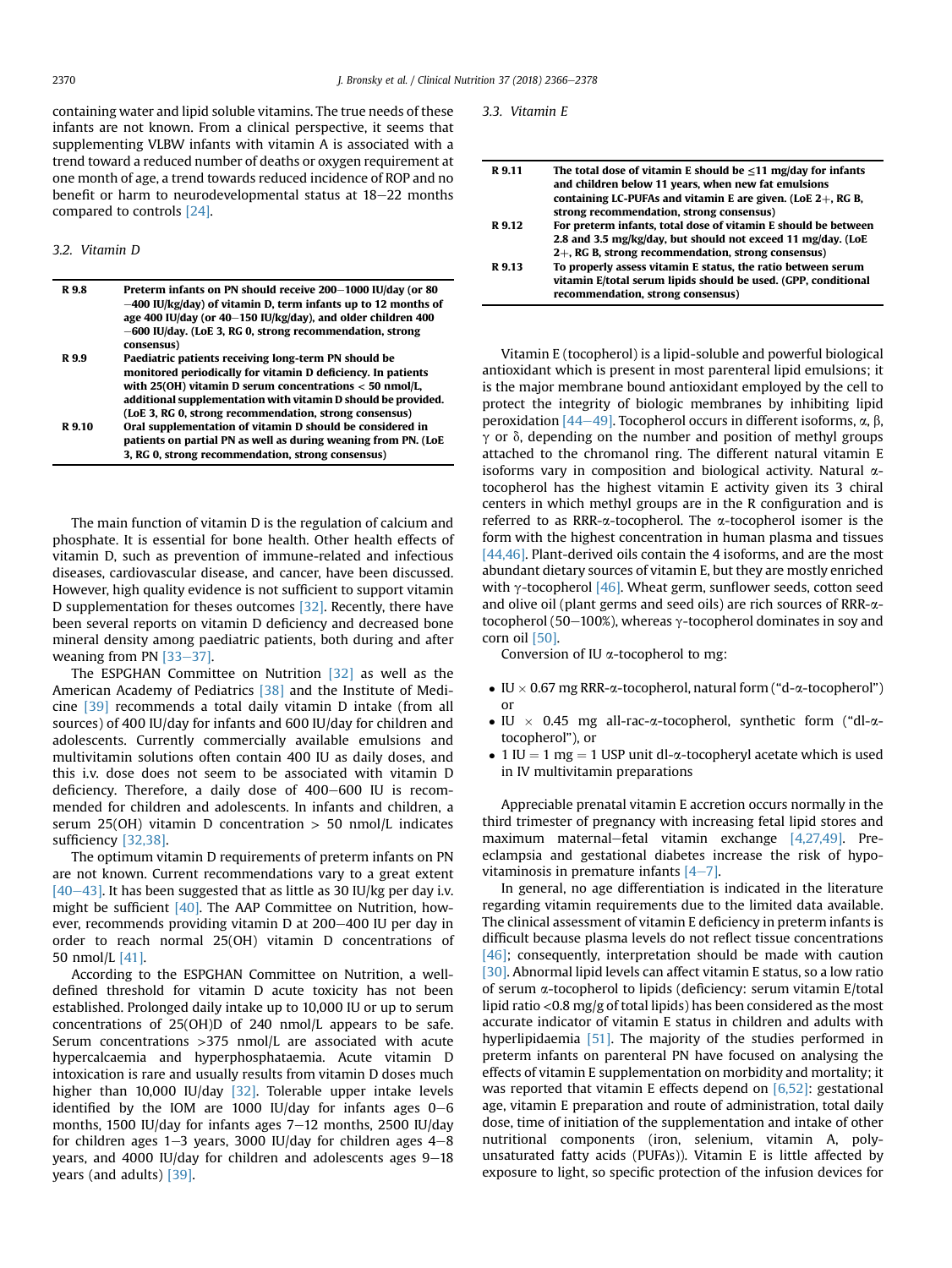containing water and lipid soluble vitamins. The true needs of these infants are not known. From a clinical perspective, it seems that supplementing VLBW infants with vitamin A is associated with a trend toward a reduced number of deaths or oxygen requirement at one month of age, a trend towards reduced incidence of ROP and no benefit or harm to neurodevelopmental status at 18–22 months compared to controls [24].

### 3.2. Vitamin D

| | |
|---|---|
| **R 9.8** | **Preterm infants on PN should receive 200–1000 IU/day (or 80–400 IU/kg/day) of vitamin D, term infants up to 12 months of age 400 IU/day (or 40–150 IU/kg/day), and older children 400–600 IU/day. (LoE 3, RG 0, strong recommendation, strong consensus)** |
| **R 9.9** | **Paediatric patients receiving long-term PN should be monitored periodically for vitamin D deficiency. In patients with 25(OH) vitamin D serum concentrations < 50 nmol/L, additional supplementation with vitamin D should be provided. (LoE 3, RG 0, strong recommendation, strong consensus)** |
| **R 9.10** | **Oral supplementation of vitamin D should be considered in patients on partial PN as well as during weaning from PN. (LoE 3, RG 0, strong recommendation, strong consensus)** |

The main function of vitamin D is the regulation of calcium and phosphate. It is essential for bone health. Other health effects of vitamin D, such as prevention of immune-related and infectious diseases, cardiovascular disease, and cancer, have been discussed. However, high quality evidence is not sufficient to support vitamin D supplementation for theses outcomes [32]. Recently, there have been several reports on vitamin D deficiency and decreased bone mineral density among paediatric patients, both during and after weaning from PN [33–37].

The ESPGHAN Committee on Nutrition [32] as well as the American Academy of Pediatrics [38] and the Institute of Medicine [39] recommends a total daily vitamin D intake (from all sources) of 400 IU/day for infants and 600 IU/day for children and adolescents. Currently commercially available emulsions and multivitamin solutions often contain 400 IU as daily doses, and this i.v. dose does not seem to be associated with vitamin D deficiency. Therefore, a daily dose of 400–600 IU is recommended for children and adolescents. In infants and children, a serum 25(OH) vitamin D concentration > 50 nmol/L indicates sufficiency [32,38].

The optimum vitamin D requirements of preterm infants on PN are not known. Current recommendations vary to a great extent [40–43]. It has been suggested that as little as 30 IU/kg per day i.v. might be sufficient [40]. The AAP Committee on Nutrition, however, recommends providing vitamin D at 200–400 IU per day in order to reach normal 25(OH) vitamin D concentrations of 50 nmol/L [41].

According to the ESPGHAN Committee on Nutrition, a well-defined threshold for vitamin D acute toxicity has not been established. Prolonged daily intake up to 10,000 IU or up to serum concentrations of 25(OH)D of 240 nmol/L appears to be safe. Serum concentrations >375 nmol/L are associated with acute hypercalcaemia and hyperphosphataemia. Acute vitamin D intoxication is rare and usually results from vitamin D doses much higher than 10,000 IU/day [32]. Tolerable upper intake levels identified by the IOM are 1000 IU/day for infants ages 0–6 months, 1500 IU/day for infants ages 7–12 months, 2500 IU/day for children ages 1–3 years, 3000 IU/day for children ages 4–8 years, and 4000 IU/day for children and adolescents ages 9–18 years (and adults) [39].

### 3.3. Vitamin E

| | |
|---|---|
| **R 9.11** | **The total dose of vitamin E should be ≤11 mg/day for infants and children below 11 years, when new fat emulsions containing LC-PUFAs and vitamin E are given. (LoE 2+, RG B, strong recommendation, strong consensus)** |
| **R 9.12** | **For preterm infants, total dose of vitamin E should be between 2.8 and 3.5 mg/kg/day, but should not exceed 11 mg/day. (LoE 2+, RG B, strong recommendation, strong consensus)** |
| **R 9.13** | **To properly assess vitamin E status, the ratio between serum vitamin E/total serum lipids should be used. (GPP, conditional recommendation, strong consensus)** |

Vitamin E (tocopherol) is a lipid-soluble and powerful biological antioxidant which is present in most parenteral lipid emulsions; it is the major membrane bound antioxidant employed by the cell to protect the integrity of biologic membranes by inhibiting lipid peroxidation [44–49]. Tocopherol occurs in different isoforms, α, β, γ or δ, depending on the number and position of methyl groups attached to the chromanol ring. The different natural vitamin E isoforms vary in composition and biological activity. Natural α-tocopherol has the highest vitamin E activity given its 3 chiral centers in which methyl groups are in the R configuration and is referred to as RRR-α-tocopherol. The α-tocopherol isomer is the form with the highest concentration in human plasma and tissues [44,46]. Plant-derived oils contain the 4 isoforms, and are the most abundant dietary sources of vitamin E, but they are mostly enriched with γ-tocopherol [46]. Wheat germ, sunflower seeds, cotton seed and olive oil (plant germs and seed oils) are rich sources of RRR-α-tocopherol (50–100%), whereas γ-tocopherol dominates in soy and corn oil [50].

Conversion of IU α-tocopherol to mg:

- IU × 0.67 mg RRR-α-tocopherol, natural form ("d-α-tocopherol") or
- IU × 0.45 mg all-rac-α-tocopherol, synthetic form ("dl-α-tocopherol"), or
- 1 IU = 1 mg = 1 USP unit dl-α-tocopheryl acetate which is used in IV multivitamin preparations

Appreciable prenatal vitamin E accretion occurs normally in the third trimester of pregnancy with increasing fetal lipid stores and maximum maternal–fetal vitamin exchange [4,27,49]. Pre-eclampsia and gestational diabetes increase the risk of hypovitaminosis in premature infants [4–7].

In general, no age differentiation is indicated in the literature regarding vitamin requirements due to the limited data available. The clinical assessment of vitamin E deficiency in preterm infants is difficult because plasma levels do not reflect tissue concentrations [46]; consequently, interpretation should be made with caution [30]. Abnormal lipid levels can affect vitamin E status, so a low ratio of serum α-tocopherol to lipids (deficiency: serum vitamin E/total lipid ratio <0.8 mg/g of total lipids) has been considered as the most accurate indicator of vitamin E status in children and adults with hyperlipidaemia [51]. The majority of the studies performed in preterm infants on parenteral PN have focused on analysing the effects of vitamin E supplementation on morbidity and mortality; it was reported that vitamin E effects depend on [6,52]: gestational age, vitamin E preparation and route of administration, total daily dose, time of initiation of the supplementation and intake of other nutritional components (iron, selenium, vitamin A, polyunsaturated fatty acids (PUFAs)). Vitamin E is little affected by exposure to light, so specific protection of the infusion devices for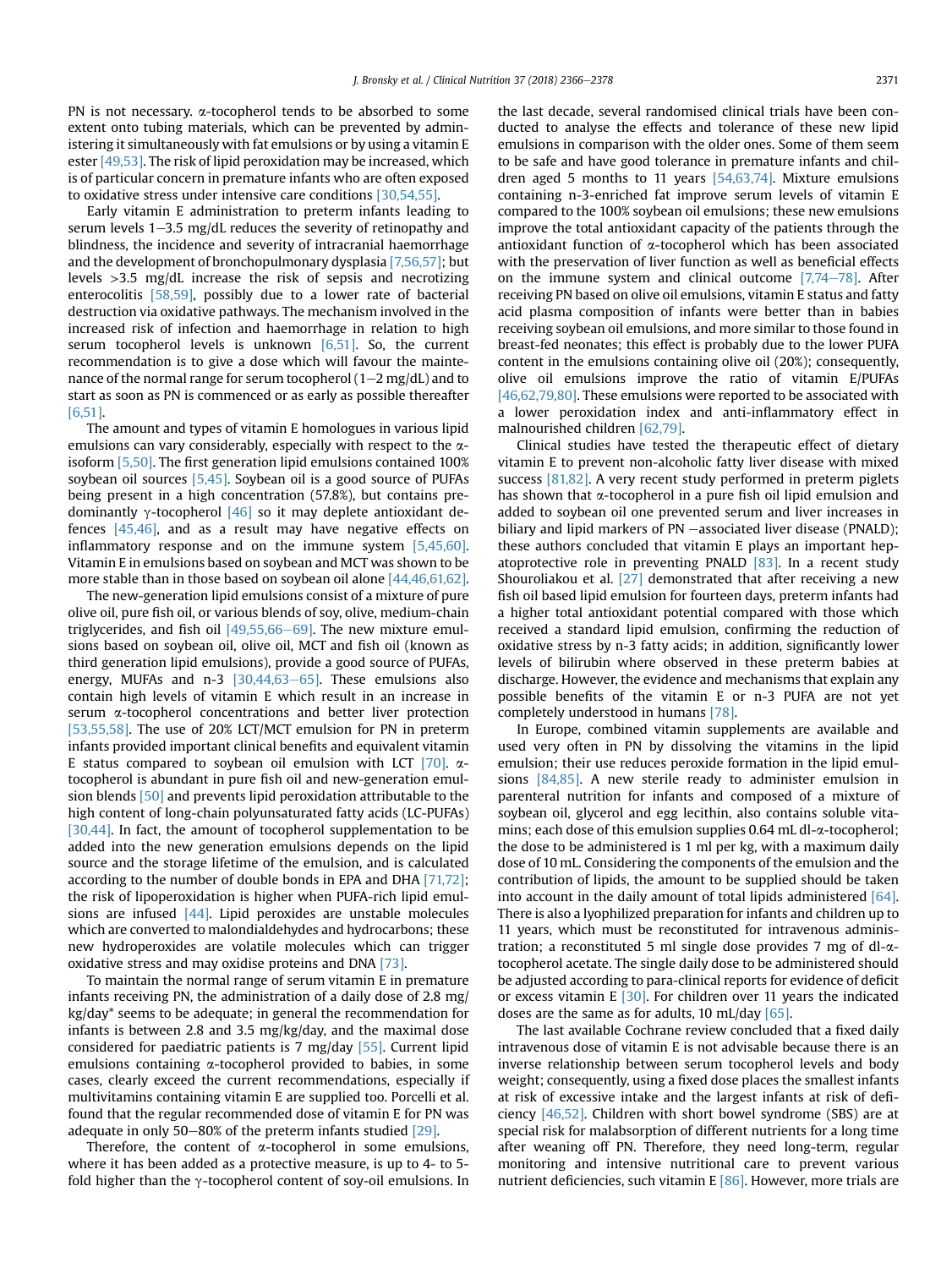PN is not necessary. α-tocopherol tends to be absorbed to some extent onto tubing materials, which can be prevented by administering it simultaneously with fat emulsions or by using a vitamin E ester [49,53]. The risk of lipid peroxidation may be increased, which is of particular concern in premature infants who are often exposed to oxidative stress under intensive care conditions [30,54,55].

Early vitamin E administration to preterm infants leading to serum levels 1–3.5 mg/dL reduces the severity of retinopathy and blindness, the incidence and severity of intracranial haemorrhage and the development of bronchopulmonary dysplasia [7,56,57]; but levels >3.5 mg/dL increase the risk of sepsis and necrotizing enterocolitis [58,59], possibly due to a lower rate of bacterial destruction via oxidative pathways. The mechanism involved in the increased risk of infection and haemorrhage in relation to high serum tocopherol levels is unknown [6,51]. So, the current recommendation is to give a dose which will favour the maintenance of the normal range for serum tocopherol (1–2 mg/dL) and to start as soon as PN is commenced or as early as possible thereafter [6,51].

The amount and types of vitamin E homologues in various lipid emulsions can vary considerably, especially with respect to the α-isoform [5,50]. The first generation lipid emulsions contained 100% soybean oil sources [5,45]. Soybean oil is a good source of PUFAs being present in a high concentration (57.8%), but contains predominantly γ-tocopherol [46] so it may deplete antioxidant defences [45,46], and as a result may have negative effects on inflammatory response and on the immune system [5,45,60]. Vitamin E in emulsions based on soybean and MCT was shown to be more stable than in those based on soybean oil alone [44,46,61,62].

The new-generation lipid emulsions consist of a mixture of pure olive oil, pure fish oil, or various blends of soy, olive, medium-chain triglycerides, and fish oil [49,55,66–69]. The new mixture emulsions based on soybean oil, olive oil, MCT and fish oil (known as third generation lipid emulsions), provide a good source of PUFAs, energy, MUFAs and n-3 [30,44,63–65]. These emulsions also contain high levels of vitamin E which result in an increase in serum α-tocopherol concentrations and better liver protection [53,55,58]. The use of 20% LCT/MCT emulsion for PN in preterm infants provided important clinical benefits and equivalent vitamin E status compared to soybean oil emulsion with LCT [70]. α-tocopherol is abundant in pure fish oil and new-generation emulsion blends [50] and prevents lipid peroxidation attributable to the high content of long-chain polyunsaturated fatty acids (LC-PUFAs) [30,44]. In fact, the amount of tocopherol supplementation to be added into the new generation emulsions depends on the lipid source and the storage lifetime of the emulsion, and is calculated according to the number of double bonds in EPA and DHA [71,72]; the risk of lipoperoxidation is higher when PUFA-rich lipid emulsions are infused [44]. Lipid peroxides are unstable molecules which are converted to malondialdehydes and hydrocarbons; these new hydroperoxides are volatile molecules which can trigger oxidative stress and may oxidise proteins and DNA [73].

To maintain the normal range of serum vitamin E in premature infants receiving PN, the administration of a daily dose of 2.8 mg/kg/day* seems to be adequate; in general the recommendation for infants is between 2.8 and 3.5 mg/kg/day, and the maximal dose considered for paediatric patients is 7 mg/day [55]. Current lipid emulsions containing α-tocopherol provided to babies, in some cases, clearly exceed the current recommendations, especially if multivitamins containing vitamin E are supplied too. Porcelli et al. found that the regular recommended dose of vitamin E for PN was adequate in only 50–80% of the preterm infants studied [29].

Therefore, the content of α-tocopherol in some emulsions, where it has been added as a protective measure, is up to 4- to 5-fold higher than the γ-tocopherol content of soy-oil emulsions. In the last decade, several randomised clinical trials have been conducted to analyse the effects and tolerance of these new lipid emulsions in comparison with the older ones. Some of them seem to be safe and have good tolerance in premature infants and children aged 5 months to 11 years [54,63,74]. Mixture emulsions containing n-3-enriched fat improve serum levels of vitamin E compared to the 100% soybean oil emulsions; these new emulsions improve the total antioxidant capacity of the patients through the antioxidant function of α-tocopherol which has been associated with the preservation of liver function as well as beneficial effects on the immune system and clinical outcome [7,74–78]. After receiving PN based on olive oil emulsions, vitamin E status and fatty acid plasma composition of infants were better than in babies receiving soybean oil emulsions, and more similar to those found in breast-fed neonates; this effect is probably due to the lower PUFA content in the emulsions containing olive oil (20%); consequently, olive oil emulsions improve the ratio of vitamin E/PUFAs [46,62,79,80]. These emulsions were reported to be associated with a lower peroxidation index and anti-inflammatory effect in malnourished children [62,79].

Clinical studies have tested the therapeutic effect of dietary vitamin E to prevent non-alcoholic fatty liver disease with mixed success [81,82]. A very recent study performed in preterm piglets has shown that α-tocopherol in a pure fish oil lipid emulsion and added to soybean oil one prevented serum and liver increases in biliary and lipid markers of PN –associated liver disease (PNALD); these authors concluded that vitamin E plays an important hepatoprotective role in preventing PNALD [83]. In a recent study Shouroliakou et al. [27] demonstrated that after receiving a new fish oil based lipid emulsion for fourteen days, preterm infants had a higher total antioxidant potential compared with those which received a standard lipid emulsion, confirming the reduction of oxidative stress by n-3 fatty acids; in addition, significantly lower levels of bilirubin where observed in these preterm babies at discharge. However, the evidence and mechanisms that explain any possible benefits of the vitamin E or n-3 PUFA are not yet completely understood in humans [78].

In Europe, combined vitamin supplements are available and used very often in PN by dissolving the vitamins in the lipid emulsion; their use reduces peroxide formation in the lipid emulsions [84,85]. A new sterile ready to administer emulsion in parenteral nutrition for infants and composed of a mixture of soybean oil, glycerol and egg lecithin, also contains soluble vitamins; each dose of this emulsion supplies 0.64 mL dl-α-tocopherol; the dose to be administered is 1 ml per kg, with a maximum daily dose of 10 mL. Considering the components of the emulsion and the contribution of lipids, the amount to be supplied should be taken into account in the daily amount of total lipids administered [64]. There is also a lyophilized preparation for infants and children up to 11 years, which must be reconstituted for intravenous administration; a reconstituted 5 ml single dose provides 7 mg of dl-α-tocopherol acetate. The single daily dose to be administered should be adjusted according to para-clinical reports for evidence of deficit or excess vitamin E [30]. For children over 11 years the indicated doses are the same as for adults, 10 mL/day [65].

The last available Cochrane review concluded that a fixed daily intravenous dose of vitamin E is not advisable because there is an inverse relationship between serum tocopherol levels and body weight; consequently, using a fixed dose places the smallest infants at risk of excessive intake and the largest infants at risk of deficiency [46,52]. Children with short bowel syndrome (SBS) are at special risk for malabsorption of different nutrients for a long time after weaning off PN. Therefore, they need long-term, regular monitoring and intensive nutritional care to prevent various nutrient deficiencies, such vitamin E [86]. However, more trials are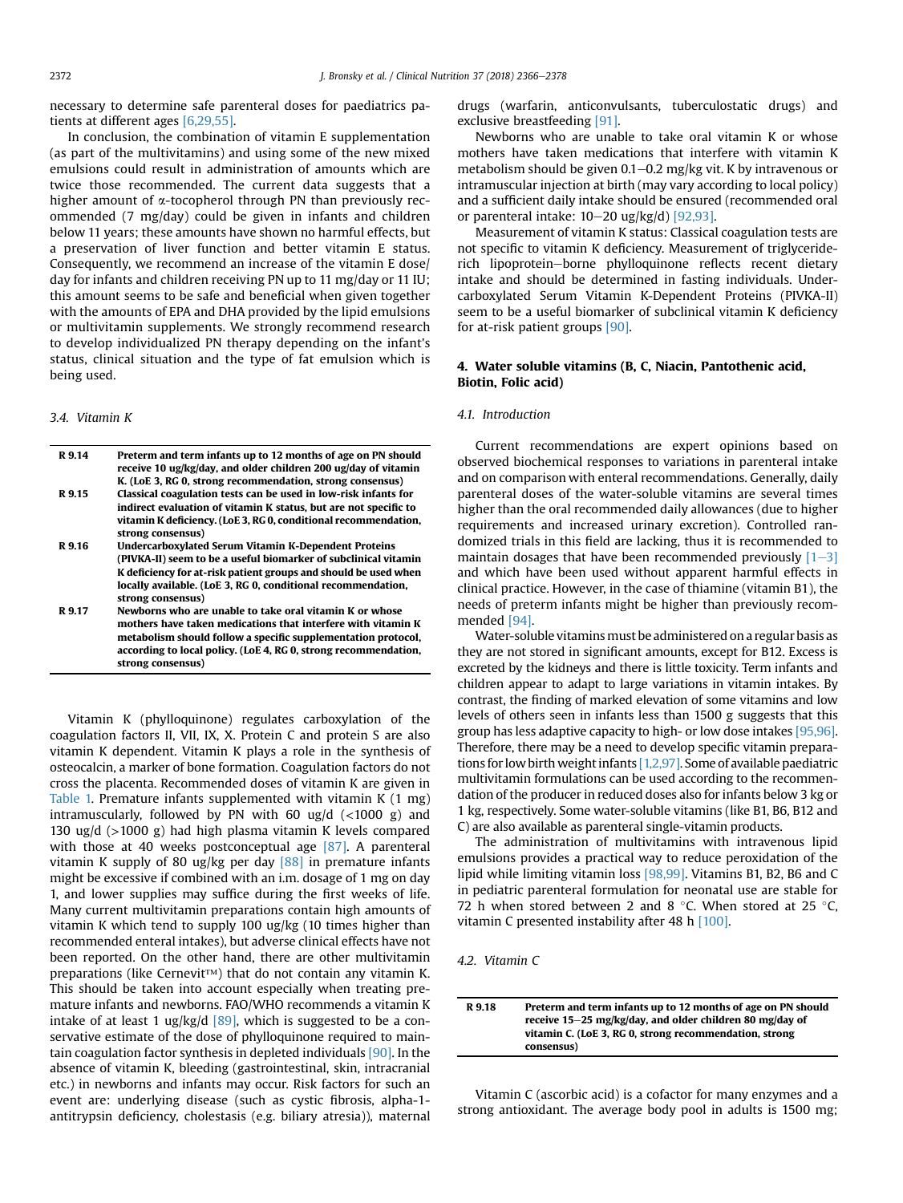necessary to determine safe parenteral doses for paediatrics patients at different ages [6,29,55].

In conclusion, the combination of vitamin E supplementation (as part of the multivitamins) and using some of the new mixed emulsions could result in administration of amounts which are twice those recommended. The current data suggests that a higher amount of α-tocopherol through PN than previously recommended (7 mg/day) could be given in infants and children below 11 years; these amounts have shown no harmful effects, but a preservation of liver function and better vitamin E status. Consequently, we recommend an increase of the vitamin E dose/day for infants and children receiving PN up to 11 mg/day or 11 IU; this amount seems to be safe and beneficial when given together with the amounts of EPA and DHA provided by the lipid emulsions or multivitamin supplements. We strongly recommend research to develop individualized PN therapy depending on the infant's status, clinical situation and the type of fat emulsion which is being used.

### 3.4. Vitamin K

| | |
|---|---|
| R 9.14 | **Preterm and term infants up to 12 months of age on PN should receive 10 ug/kg/day, and older children 200 ug/day of vitamin K. (LoE 3, RG 0, strong recommendation, strong consensus)** |
| R 9.15 | **Classical coagulation tests can be used in low-risk infants for indirect evaluation of vitamin K status, but are not specific to vitamin K deficiency. (LoE 3, RG 0, conditional recommendation, strong consensus)** |
| R 9.16 | **Undercarboxylated Serum Vitamin K-Dependent Proteins (PIVKA-II) seem to be a useful biomarker of subclinical vitamin K deficiency for at-risk patient groups and should be used when locally available. (LoE 3, RG 0, conditional recommendation, strong consensus)** |
| R 9.17 | **Newborns who are unable to take oral vitamin K or whose mothers have taken medications that interfere with vitamin K metabolism should follow a specific supplementation protocol, according to local policy. (LoE 4, RG 0, strong recommendation, strong consensus)** |

Vitamin K (phylloquinone) regulates carboxylation of the coagulation factors II, VII, IX, X. Protein C and protein S are also vitamin K dependent. Vitamin K plays a role in the synthesis of osteocalcin, a marker of bone formation. Coagulation factors do not cross the placenta. Recommended doses of vitamin K are given in Table 1. Premature infants supplemented with vitamin K (1 mg) intramuscularly, followed by PN with 60 ug/d (<1000 g) and 130 ug/d (>1000 g) had high plasma vitamin K levels compared with those at 40 weeks postconceptual age [87]. A parenteral vitamin K supply of 80 ug/kg per day [88] in premature infants might be excessive if combined with an i.m. dosage of 1 mg on day 1, and lower supplies may suffice during the first weeks of life. Many current multivitamin preparations contain high amounts of vitamin K which tend to supply 100 ug/kg (10 times higher than recommended enteral intakes), but adverse clinical effects have not been reported. On the other hand, there are other multivitamin preparations (like Cernevit™) that do not contain any vitamin K. This should be taken into account especially when treating premature infants and newborns. FAO/WHO recommends a vitamin K intake of at least 1 ug/kg/d [89], which is suggested to be a conservative estimate of the dose of phylloquinone required to maintain coagulation factor synthesis in depleted individuals [90]. In the absence of vitamin K, bleeding (gastrointestinal, skin, intracranial etc.) in newborns and infants may occur. Risk factors for such an event are: underlying disease (such as cystic fibrosis, alpha-1-antitrypsin deficiency, cholestasis (e.g. biliary atresia)), maternal drugs (warfarin, anticonvulsants, tuberculostatic drugs) and exclusive breastfeeding [91].

Newborns who are unable to take oral vitamin K or whose mothers have taken medications that interfere with vitamin K metabolism should be given 0.1–0.2 mg/kg vit. K by intravenous or intramuscular injection at birth (may vary according to local policy) and a sufficient daily intake should be ensured (recommended oral or parenteral intake: 10–20 ug/kg/d) [92,93].

Measurement of vitamin K status: Classical coagulation tests are not specific to vitamin K deficiency. Measurement of triglyceride-rich lipoprotein–borne phylloquinone reflects recent dietary intake and should be determined in fasting individuals. Undercarboxylated Serum Vitamin K-Dependent Proteins (PIVKA-II) seem to be a useful biomarker of subclinical vitamin K deficiency for at-risk patient groups [90].

## 4. Water soluble vitamins (B, C, Niacin, Pantothenic acid, Biotin, Folic acid)

### 4.1. Introduction

Current recommendations are expert opinions based on observed biochemical responses to variations in parenteral intake and on comparison with enteral recommendations. Generally, daily parenteral doses of the water-soluble vitamins are several times higher than the oral recommended daily allowances (due to higher requirements and increased urinary excretion). Controlled randomized trials in this field are lacking, thus it is recommended to maintain dosages that have been recommended previously [1–3] and which have been used without apparent harmful effects in clinical practice. However, in the case of thiamine (vitamin B1), the needs of preterm infants might be higher than previously recommended [94].

Water-soluble vitamins must be administered on a regular basis as they are not stored in significant amounts, except for B12. Excess is excreted by the kidneys and there is little toxicity. Term infants and children appear to adapt to large variations in vitamin intakes. By contrast, the finding of marked elevation of some vitamins and low levels of others seen in infants less than 1500 g suggests that this group has less adaptive capacity to high- or low dose intakes [95,96]. Therefore, there may be a need to develop specific vitamin preparations for low birth weight infants [1,2,97]. Some of available paediatric multivitamin formulations can be used according to the recommendation of the producer in reduced doses also for infants below 3 kg or 1 kg, respectively. Some water-soluble vitamins (like B1, B6, B12 and C) are also available as parenteral single-vitamin products.

The administration of multivitamins with intravenous lipid emulsions provides a practical way to reduce peroxidation of the lipid while limiting vitamin loss [98,99]. Vitamins B1, B2, B6 and C in pediatric parenteral formulation for neonatal use are stable for 72 h when stored between 2 and 8 °C. When stored at 25 °C, vitamin C presented instability after 48 h [100].

### 4.2. Vitamin C

| | |
|---|---|
| R 9.18 | **Preterm and term infants up to 12 months of age on PN should receive 15–25 mg/kg/day, and older children 80 mg/day of vitamin C. (LoE 3, RG 0, strong recommendation, strong consensus)** |

Vitamin C (ascorbic acid) is a cofactor for many enzymes and a strong antioxidant. The average body pool in adults is 1500 mg;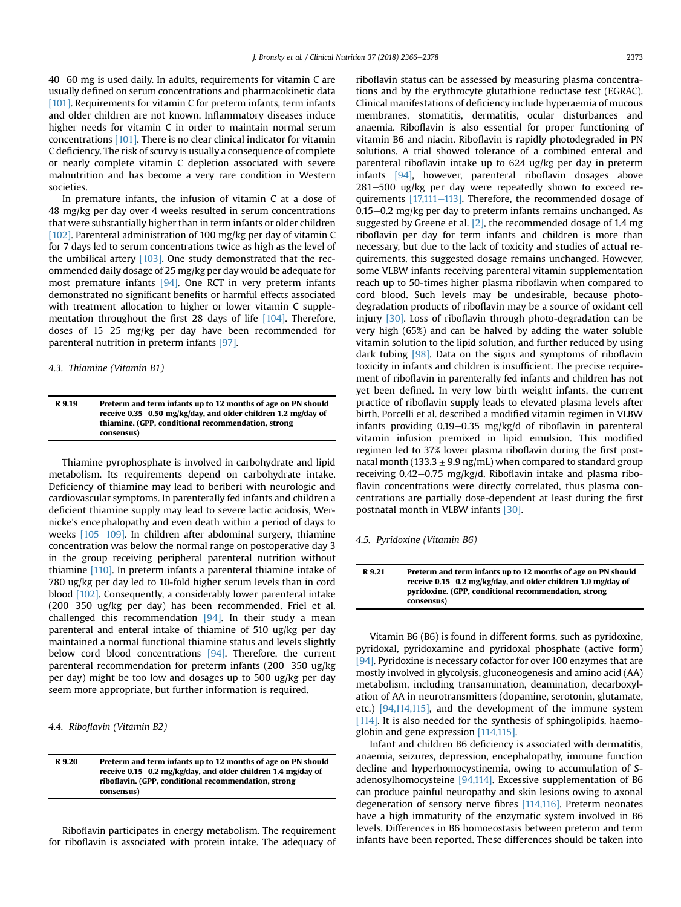40–60 mg is used daily. In adults, requirements for vitamin C are usually defined on serum concentrations and pharmacokinetic data [101]. Requirements for vitamin C for preterm infants, term infants and older children are not known. Inflammatory diseases induce higher needs for vitamin C in order to maintain normal serum concentrations [101]. There is no clear clinical indicator for vitamin C deficiency. The risk of scurvy is usually a consequence of complete or nearly complete vitamin C depletion associated with severe malnutrition and has become a very rare condition in Western societies.

In premature infants, the infusion of vitamin C at a dose of 48 mg/kg per day over 4 weeks resulted in serum concentrations that were substantially higher than in term infants or older children [102]. Parenteral administration of 100 mg/kg per day of vitamin C for 7 days led to serum concentrations twice as high as the level of the umbilical artery [103]. One study demonstrated that the recommended daily dosage of 25 mg/kg per day would be adequate for most premature infants [94]. One RCT in very preterm infants demonstrated no significant benefits or harmful effects associated with treatment allocation to higher or lower vitamin C supplementation throughout the first 28 days of life [104]. Therefore, doses of 15–25 mg/kg per day have been recommended for parenteral nutrition in preterm infants [97].

### 4.3. Thiamine (Vitamin B1)

| R 9.19 | **Preterm and term infants up to 12 months of age on PN should receive 0.35–0.50 mg/kg/day, and older children 1.2 mg/day of thiamine. (GPP, conditional recommendation, strong consensus)** |
|---|---|

Thiamine pyrophosphate is involved in carbohydrate and lipid metabolism. Its requirements depend on carbohydrate intake. Deficiency of thiamine may lead to beriberi with neurologic and cardiovascular symptoms. In parenterally fed infants and children a deficient thiamine supply may lead to severe lactic acidosis, Wernicke's encephalopathy and even death within a period of days to weeks [105–109]. In children after abdominal surgery, thiamine concentration was below the normal range on postoperative day 3 in the group receiving peripheral parenteral nutrition without thiamine [110]. In preterm infants a parenteral thiamine intake of 780 ug/kg per day led to 10-fold higher serum levels than in cord blood [102]. Consequently, a considerably lower parenteral intake (200–350 ug/kg per day) has been recommended. Friel et al. challenged this recommendation [94]. In their study a mean parenteral and enteral intake of thiamine of 510 ug/kg per day maintained a normal functional thiamine status and levels slightly below cord blood concentrations [94]. Therefore, the current parenteral recommendation for preterm infants (200–350 ug/kg per day) might be too low and dosages up to 500 ug/kg per day seem more appropriate, but further information is required.

### 4.4. Riboflavin (Vitamin B2)

| R 9.20 | **Preterm and term infants up to 12 months of age on PN should receive 0.15–0.2 mg/kg/day, and older children 1.4 mg/day of riboflavin. (GPP, conditional recommendation, strong consensus)** |
|---|---|

Riboflavin participates in energy metabolism. The requirement for riboflavin is associated with protein intake. The adequacy of riboflavin status can be assessed by measuring plasma concentrations and by the erythrocyte glutathione reductase test (EGRAC). Clinical manifestations of deficiency include hyperaemia of mucous membranes, stomatitis, dermatitis, ocular disturbances and anaemia. Riboflavin is also essential for proper functioning of vitamin B6 and niacin. Riboflavin is rapidly photodegraded in PN solutions. A trial showed tolerance of a combined enteral and parenteral riboflavin intake up to 624 ug/kg per day in preterm infants [94], however, parenteral riboflavin dosages above 281–500 ug/kg per day were repeatedly shown to exceed requirements [17,111–113]. Therefore, the recommended dosage of 0.15–0.2 mg/kg per day to preterm infants remains unchanged. As suggested by Greene et al. [2], the recommended dosage of 1.4 mg riboflavin per day for term infants and children is more than necessary, but due to the lack of toxicity and studies of actual requirements, this suggested dosage remains unchanged. However, some VLBW infants receiving parenteral vitamin supplementation reach up to 50-times higher plasma riboflavin when compared to cord blood. Such levels may be undesirable, because photodegradation products of riboflavin may be a source of oxidant cell injury [30]. Loss of riboflavin through photo-degradation can be very high (65%) and can be halved by adding the water soluble vitamin solution to the lipid solution, and further reduced by using dark tubing [98]. Data on the signs and symptoms of riboflavin toxicity in infants and children is insufficient. The precise requirement of riboflavin in parenterally fed infants and children has not yet been defined. In very low birth weight infants, the current practice of riboflavin supply leads to elevated plasma levels after birth. Porcelli et al. described a modified vitamin regimen in VLBW infants providing 0.19–0.35 mg/kg/d of riboflavin in parenteral vitamin infusion premixed in lipid emulsion. This modified regimen led to 37% lower plasma riboflavin during the first postnatal month ($133.3 \pm 9.9$ ng/mL) when compared to standard group receiving 0.42–0.75 mg/kg/d. Riboflavin intake and plasma riboflavin concentrations were directly correlated, thus plasma concentrations are partially dose-dependent at least during the first postnatal month in VLBW infants [30].

### 4.5. Pyridoxine (Vitamin B6)

| R 9.21 | **Preterm and term infants up to 12 months of age on PN should receive 0.15–0.2 mg/kg/day, and older children 1.0 mg/day of pyridoxine. (GPP, conditional recommendation, strong consensus)** |
|---|---|

Vitamin B6 (B6) is found in different forms, such as pyridoxine, pyridoxal, pyridoxamine and pyridoxal phosphate (active form) [94]. Pyridoxine is necessary cofactor for over 100 enzymes that are mostly involved in glycolysis, gluconeogenesis and amino acid (AA) metabolism, including transamination, deamination, decarboxylation of AA in neurotransmitters (dopamine, serotonin, glutamate, etc.) [94,114,115], and the development of the immune system [114]. It is also needed for the synthesis of sphingolipids, haemoglobin and gene expression [114,115].

Infant and children B6 deficiency is associated with dermatitis, anaemia, seizures, depression, encephalopathy, immune function decline and hyperhomocystinemia, owing to accumulation of S-adenosylhomocysteine [94,114]. Excessive supplementation of B6 can produce painful neuropathy and skin lesions owing to axonal degeneration of sensory nerve fibres [114,116]. Preterm neonates have a high immaturity of the enzymatic system involved in B6 levels. Differences in B6 homoeostasis between preterm and term infants have been reported. These differences should be taken into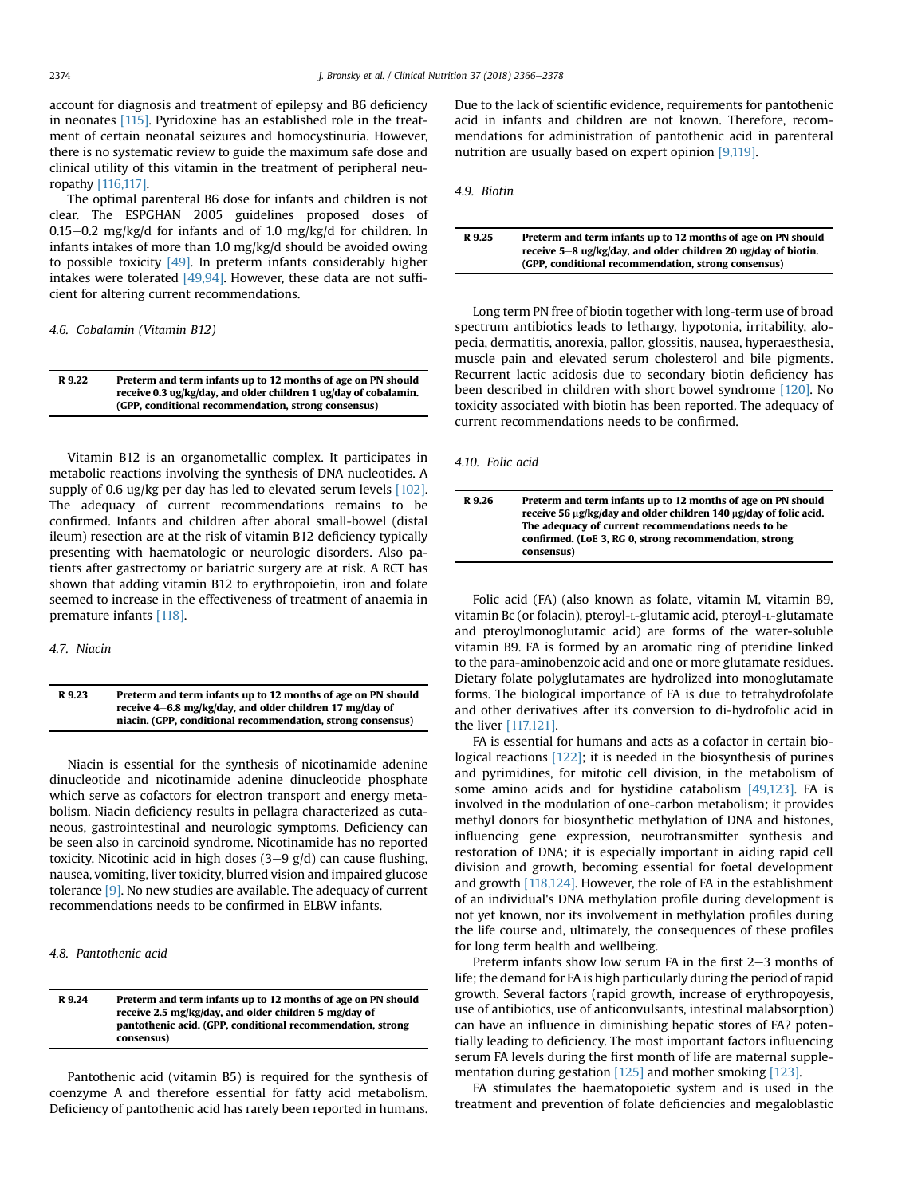account for diagnosis and treatment of epilepsy and B6 deficiency in neonates [115]. Pyridoxine has an established role in the treatment of certain neonatal seizures and homocystinuria. However, there is no systematic review to guide the maximum safe dose and clinical utility of this vitamin in the treatment of peripheral neuropathy [116,117].

The optimal parenteral B6 dose for infants and children is not clear. The ESPGHAN 2005 guidelines proposed doses of 0.15–0.2 mg/kg/d for infants and of 1.0 mg/kg/d for children. In infants intakes of more than 1.0 mg/kg/d should be avoided owing to possible toxicity [49]. In preterm infants considerably higher intakes were tolerated [49,94]. However, these data are not sufficient for altering current recommendations.

### 4.6. Cobalamin (Vitamin B12)

| R 9.22 | Preterm and term infants up to 12 months of age on PN should receive 0.3 ug/kg/day, and older children 1 ug/day of cobalamin. (GPP, conditional recommendation, strong consensus) |
|---|---|

Vitamin B12 is an organometallic complex. It participates in metabolic reactions involving the synthesis of DNA nucleotides. A supply of 0.6 ug/kg per day has led to elevated serum levels [102]. The adequacy of current recommendations remains to be confirmed. Infants and children after aboral small-bowel (distal ileum) resection are at the risk of vitamin B12 deficiency typically presenting with haematologic or neurologic disorders. Also patients after gastrectomy or bariatric surgery are at risk. A RCT has shown that adding vitamin B12 to erythropoietin, iron and folate seemed to increase in the effectiveness of treatment of anaemia in premature infants [118].

### 4.7. Niacin

| R 9.23 | Preterm and term infants up to 12 months of age on PN should receive 4–6.8 mg/kg/day, and older children 17 mg/day of niacin. (GPP, conditional recommendation, strong consensus) |
|---|---|

Niacin is essential for the synthesis of nicotinamide adenine dinucleotide and nicotinamide adenine dinucleotide phosphate which serve as cofactors for electron transport and energy metabolism. Niacin deficiency results in pellagra characterized as cutaneous, gastrointestinal and neurologic symptoms. Deficiency can be seen also in carcinoid syndrome. Nicotinamide has no reported toxicity. Nicotinic acid in high doses (3–9 g/d) can cause flushing, nausea, vomiting, liver toxicity, blurred vision and impaired glucose tolerance [9]. No new studies are available. The adequacy of current recommendations needs to be confirmed in ELBW infants.

### 4.8. Pantothenic acid

| R 9.24 | Preterm and term infants up to 12 months of age on PN should receive 2.5 mg/kg/day, and older children 5 mg/day of pantothenic acid. (GPP, conditional recommendation, strong consensus) |
|---|---|

Pantothenic acid (vitamin B5) is required for the synthesis of coenzyme A and therefore essential for fatty acid metabolism. Deficiency of pantothenic acid has rarely been reported in humans. Due to the lack of scientific evidence, requirements for pantothenic acid in infants and children are not known. Therefore, recommendations for administration of pantothenic acid in parenteral nutrition are usually based on expert opinion [9,119].

### 4.9. Biotin

| R 9.25 | Preterm and term infants up to 12 months of age on PN should receive 5–8 ug/kg/day, and older children 20 ug/day of biotin. (GPP, conditional recommendation, strong consensus) |
|---|---|

Long term PN free of biotin together with long-term use of broad spectrum antibiotics leads to lethargy, hypotonia, irritability, alopecia, dermatitis, anorexia, pallor, glossitis, nausea, hyperaesthesia, muscle pain and elevated serum cholesterol and bile pigments. Recurrent lactic acidosis due to secondary biotin deficiency has been described in children with short bowel syndrome [120]. No toxicity associated with biotin has been reported. The adequacy of current recommendations needs to be confirmed.

### 4.10. Folic acid

| R 9.26 | Preterm and term infants up to 12 months of age on PN should receive 56 μg/kg/day and older children 140 μg/day of folic acid. The adequacy of current recommendations needs to be confirmed. (LoE 3, RG 0, strong recommendation, strong consensus) |
|---|---|

Folic acid (FA) (also known as folate, vitamin M, vitamin B9, vitamin Bc (or folacin), pteroyl-L-glutamic acid, pteroyl-L-glutamate and pteroylmonoglutamic acid) are forms of the water-soluble vitamin B9. FA is formed by an aromatic ring of pteridine linked to the para-aminobenzoic acid and one or more glutamate residues. Dietary folate polyglutamates are hydrolized into monoglutamate forms. The biological importance of FA is due to tetrahydrofolate and other derivatives after its conversion to di-hydrofolic acid in the liver [117,121].

FA is essential for humans and acts as a cofactor in certain biological reactions [122]; it is needed in the biosynthesis of purines and pyrimidines, for mitotic cell division, in the metabolism of some amino acids and for hystidine catabolism [49,123]. FA is involved in the modulation of one-carbon metabolism; it provides methyl donors for biosynthetic methylation of DNA and histones, influencing gene expression, neurotransmitter synthesis and restoration of DNA; it is especially important in aiding rapid cell division and growth, becoming essential for foetal development and growth [118,124]. However, the role of FA in the establishment of an individual's DNA methylation profile during development is not yet known, nor its involvement in methylation profiles during the life course and, ultimately, the consequences of these profiles for long term health and wellbeing.

Preterm infants show low serum FA in the first 2–3 months of life; the demand for FA is high particularly during the period of rapid growth. Several factors (rapid growth, increase of erythropoiesis, use of antibiotics, use of anticonvulsants, intestinal malabsorption) can have an influence in diminishing hepatic stores of FA? potentially leading to deficiency. The most important factors influencing serum FA levels during the first month of life are maternal supplementation during gestation [125] and mother smoking [123].

FA stimulates the haematopoietic system and is used in the treatment and prevention of folate deficiencies and megaloblastic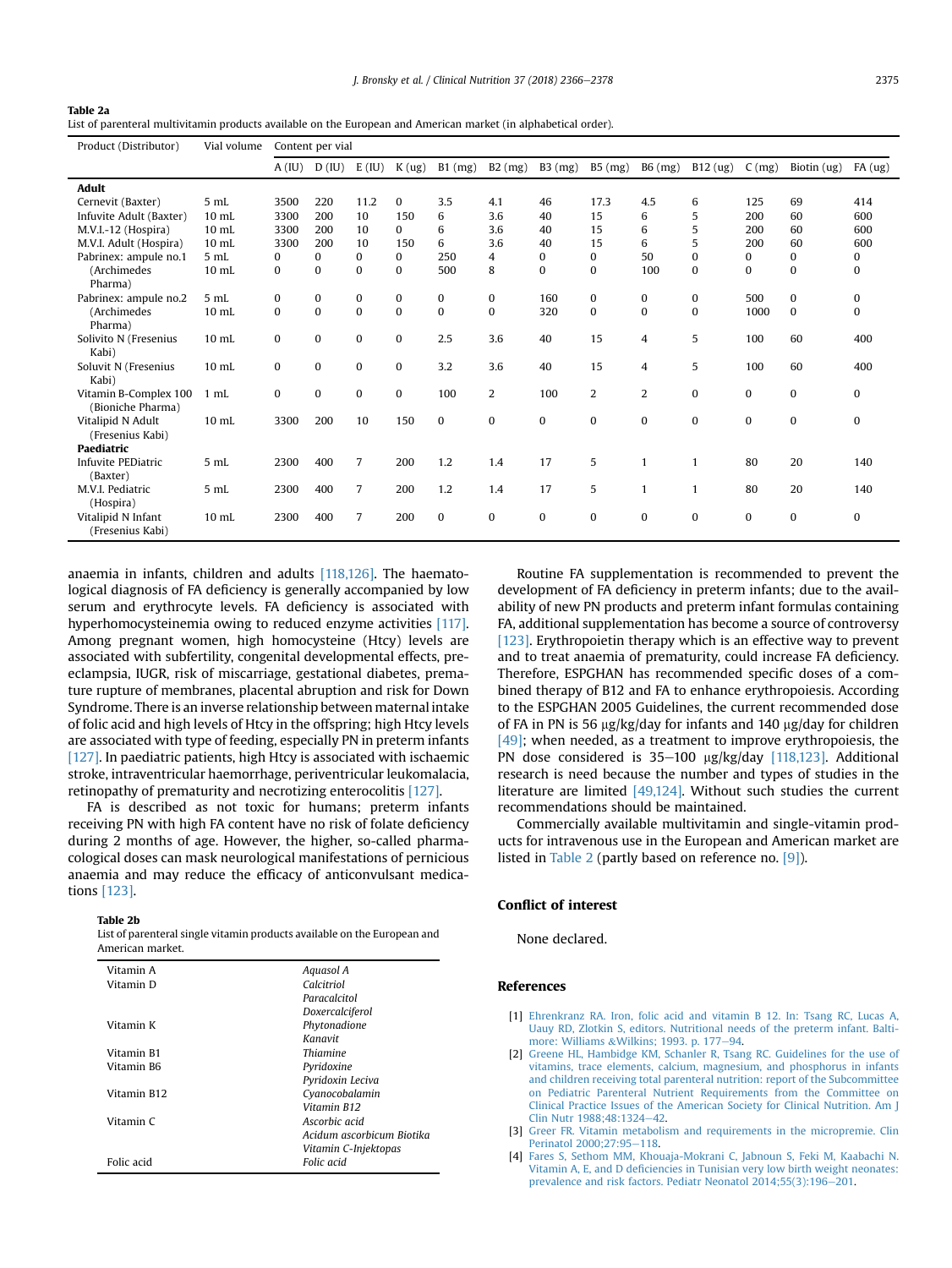**Table 2a**
List of parenteral multivitamin products available on the European and American market (in alphabetical order).

| Product (Distributor) | Vial volume | Content per vial | | | | | | | | | | | | |
|---|---|---|---|---|---|---|---|---|---|---|---|---|---|---|
| | | A (IU) | D (IU) | E (IU) | K (ug) | B1 (mg) | B2 (mg) | B3 (mg) | B5 (mg) | B6 (mg) | B12 (ug) | C (mg) | Biotin (ug) | FA (ug) |
| **Adult** | | | | | | | | | | | | | | |
| Cernevit (Baxter) | 5 mL | 3500 | 220 | 11.2 | 0 | 3.5 | 4.1 | 46 | 17.3 | 4.5 | 6 | 125 | 69 | 414 |
| Infuvite Adult (Baxter) | 10 mL | 3300 | 200 | 10 | 150 | 6 | 3.6 | 40 | 15 | 6 | 5 | 200 | 60 | 600 |
| M.V.I.-12 (Hospira) | 10 mL | 3300 | 200 | 10 | 0 | 6 | 3.6 | 40 | 15 | 6 | 5 | 200 | 60 | 600 |
| M.V.I. Adult (Hospira) | 10 mL | 3300 | 200 | 10 | 150 | 6 | 3.6 | 40 | 15 | 6 | 5 | 200 | 60 | 600 |
| Pabrinex: ampule no.1 (Archimedes Pharma) | 5 mL | 0 | 0 | 0 | 0 | 250 | 4 | 0 | 0 | 50 | 0 | 0 | 0 | 0 |
| | 10 mL | 0 | 0 | 0 | 0 | 500 | 8 | 0 | 0 | 100 | 0 | 0 | 0 | 0 |
| Pabrinex: ampule no.2 (Archimedes Pharma) | 5 mL | 0 | 0 | 0 | 0 | 0 | 0 | 160 | 0 | 0 | 0 | 500 | 0 | 0 |
| | 10 mL | 0 | 0 | 0 | 0 | 0 | 0 | 320 | 0 | 0 | 0 | 1000 | 0 | 0 |
| Solivito N (Fresenius Kabi) | 10 mL | 0 | 0 | 0 | 0 | 2.5 | 3.6 | 40 | 15 | 4 | 5 | 100 | 60 | 400 |
| Soluvit N (Fresenius Kabi) | 10 mL | 0 | 0 | 0 | 0 | 3.2 | 3.6 | 40 | 15 | 4 | 5 | 100 | 60 | 400 |
| Vitamin B-Complex 100 (Bioniche Pharma) | 1 mL | 0 | 0 | 0 | 0 | 100 | 2 | 100 | 2 | 2 | 0 | 0 | 0 | 0 |
| Vitalipid N Adult (Fresenius Kabi) | 10 mL | 3300 | 200 | 10 | 150 | 0 | 0 | 0 | 0 | 0 | 0 | 0 | 0 | 0 |
| **Paediatric** | | | | | | | | | | | | | | |
| Infuvite PEDiatric (Baxter) | 5 mL | 2300 | 400 | 7 | 200 | 1.2 | 1.4 | 17 | 5 | 1 | 1 | 80 | 20 | 140 |
| M.V.I. Pediatric (Hospira) | 5 mL | 2300 | 400 | 7 | 200 | 1.2 | 1.4 | 17 | 5 | 1 | 1 | 80 | 20 | 140 |
| Vitalipid N Infant (Fresenius Kabi) | 10 mL | 2300 | 400 | 7 | 200 | 0 | 0 | 0 | 0 | 0 | 0 | 0 | 0 | 0 |

anaemia in infants, children and adults [118,126]. The haematological diagnosis of FA deficiency is generally accompanied by low serum and erythrocyte levels. FA deficiency is associated with hyperhomocysteinemia owing to reduced enzyme activities [117]. Among pregnant women, high homocysteine (Htcy) levels are associated with subfertility, congenital developmental effects, preeclampsia, IUGR, risk of miscarriage, gestational diabetes, premature rupture of membranes, placental abruption and risk for Down Syndrome. There is an inverse relationship between maternal intake of folic acid and high levels of Htcy in the offspring; high Htcy levels are associated with type of feeding, especially PN in preterm infants [127]. In paediatric patients, high Htcy is associated with ischaemic stroke, intraventricular haemorrhage, periventricular leukomalacia, retinopathy of prematurity and necrotizing enterocolitis [127].

FA is described as not toxic for humans; preterm infants receiving PN with high FA content have no risk of folate deficiency during 2 months of age. However, the higher, so-called pharmacological doses can mask neurological manifestations of pernicious anaemia and may reduce the efficacy of anticonvulsant medications [123].

Routine FA supplementation is recommended to prevent the development of FA deficiency in preterm infants; due to the availability of new PN products and preterm infant formulas containing FA, additional supplementation has become a source of controversy [123]. Erythropoietin therapy which is an effective way to prevent and to treat anaemia of prematurity, could increase FA deficiency. Therefore, ESPGHAN has recommended specific doses of a combined therapy of B12 and FA to enhance erythropoiesis. According to the ESPGHAN 2005 Guidelines, the current recommended dose of FA in PN is 56 μg/kg/day for infants and 140 μg/day for children [49]; when needed, as a treatment to improve erythropoiesis, the PN dose considered is 35–100 μg/kg/day [118,123]. Additional research is need because the number and types of studies in the literature are limited [49,124]. Without such studies the current recommendations should be maintained.

Commercially available multivitamin and single-vitamin products for intravenous use in the European and American market are listed in Table 2 (partly based on reference no. [9]).

**Table 2b**
List of parenteral single vitamin products available on the European and American market.

| | |
|---|---|
| Vitamin A | *Aquasol A* |
| Vitamin D | *Calcitriol* |
| | *Paracalcitol* |
| | *Doxercalciferol* |
| Vitamin K | *Phytonadione* |
| | *Kanavit* |
| Vitamin B1 | *Thiamine* |
| Vitamin B6 | *Pyridoxine* |
| | *Pyridoxin Leciva* |
| Vitamin B12 | *Cyanocobalamin* |
| | *Vitamin B12* |
| Vitamin C | *Ascorbic acid* |
| | *Acidum ascorbicum Biotika* |
| | *Vitamin C-Injektopas* |
| Folic acid | *Folic acid* |

## Conflict of interest

None declared.

## References

[1] Ehrenkranz RA. Iron, folic acid and vitamin B 12. In: Tsang RC, Lucas A, Uauy RD, Zlotkin S, editors. Nutritional needs of the preterm infant. Baltimore: Williams &Wilkins; 1993. p. 177–94.

[2] Greene HL, Hambidge KM, Schanler R, Tsang RC. Guidelines for the use of vitamins, trace elements, calcium, magnesium, and phosphorus in infants and children receiving total parenteral nutrition: report of the Subcommittee on Pediatric Parenteral Nutrient Requirements from the Committee on Clinical Practice Issues of the American Society for Clinical Nutrition. Am J Clin Nutr 1988;48:1324–42.

[3] Greer FR. Vitamin metabolism and requirements in the micropremie. Clin Perinatol 2000;27:95–118.

[4] Fares S, Sethom MM, Khouaja-Mokrani C, Jabnoun S, Feki M, Kaabachi N. Vitamin A, E, and D deficiencies in Tunisian very low birth weight neonates: prevalence and risk factors. Pediatr Neonatol 2014;55(3):196–201.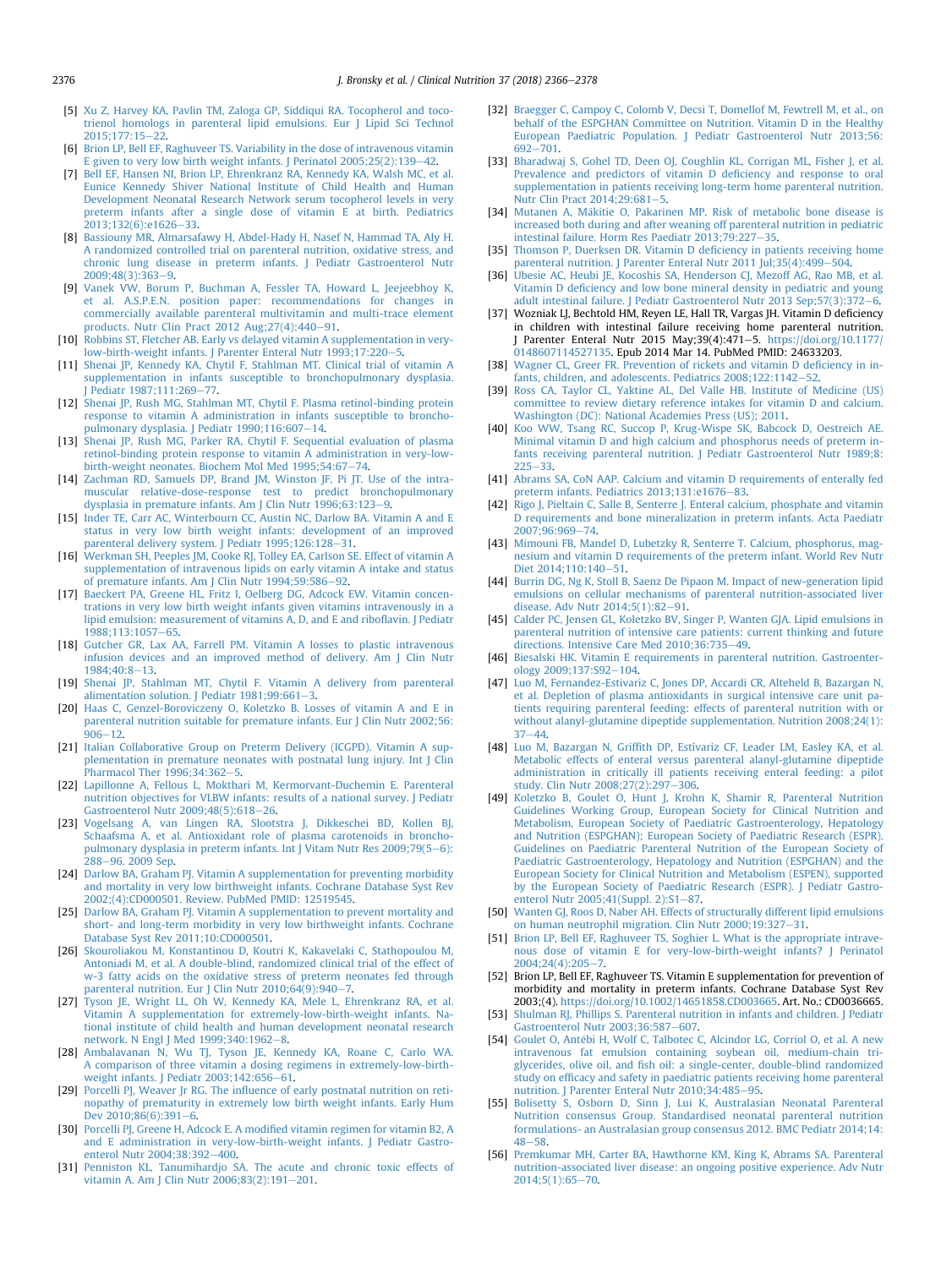[5] Xu Z, Harvey KA, Pavlin TM, Zaloga GP, Siddiqui RA. Tocopherol and tocotrienol homologs in parenteral lipid emulsions. Eur J Lipid Sci Technol 2015;177:15–22.

[6] Brion LP, Bell EF, Raghuveer TS. Variability in the dose of intravenous vitamin E given to very low birth weight infants. J Perinatol 2005;25(2):139–42.

[7] Bell EF, Hansen NI, Brion LP, Ehrenkranz RA, Kennedy KA, Walsh MC, et al. Eunice Kennedy Shiver National Institute of Child Health and Human Development Neonatal Research Network serum tocopherol levels in very preterm infants after a single dose of vitamin E at birth. Pediatrics 2013;132(6):e1626–33.

[8] Bassiouny MR, Almarsafawy H, Abdel-Hady H, Nasef N, Hammad TA, Aly H. A randomized controlled trial on parenteral nutrition, oxidative stress, and chronic lung disease in preterm infants. J Pediatr Gastroenterol Nutr 2009;48(3):363–9.

[9] Vanek VW, Borum P, Buchman A, Fessler TA, Howard L, Jeejeebhoy K, et al. A.S.P.E.N. position paper: recommendations for changes in commercially available parenteral multivitamin and multi-trace element products. Nutr Clin Pract 2012 Aug;27(4):440–91.

[10] Robbins ST, Fletcher AB. Early vs delayed vitamin A supplementation in very-low-birth-weight infants. J Parenter Enteral Nutr 1993;17:220–5.

[11] Shenai JP, Kennedy KA, Chytil F, Stahlman MT. Clinical trial of vitamin A supplementation in infants susceptible to bronchopulmonary dysplasia. J Pediatr 1987;111:269–77.

[12] Shenai JP, Rush MG, Stahlman MT, Chytil F. Plasma retinol-binding protein response to vitamin A administration in infants susceptible to bronchopulmonary dysplasia. J Pediatr 1990;116:607–14.

[13] Shenai JP, Rush MG, Parker RA, Chytil F. Sequential evaluation of plasma retinol-binding protein response to vitamin A administration in very-low-birth-weight neonates. Biochem Mol Med 1995;54:67–74.

[14] Zachman RD, Samuels DP, Brand JM, Winston JF, Pi JT. Use of the intramuscular relative-dose-response test to predict bronchopulmonary dysplasia in premature infants. Am J Clin Nutr 1996;63:123–9.

[15] Inder TE, Carr AC, Winterbourn CC, Austin NC, Darlow BA. Vitamin A and E status in very low birth weight infants: development of an improved parenteral delivery system. J Pediatr 1995;126:128–31.

[16] Werkman SH, Peeples JM, Cooke RJ, Tolley EA, Carlson SE. Effect of vitamin A supplementation of intravenous lipids on early vitamin A intake and status of premature infants. Am J Clin Nutr 1994;59:586–92.

[17] Baeckert PA, Greene HL, Fritz I, Oelberg DG, Adcock EW. Vitamin concentrations in very low birth weight infants given vitamins intravenously in a lipid emulsion: measurement of vitamins A, D, and E and riboflavin. J Pediatr 1988;113:1057–65.

[18] Gutcher GR, Lax AA, Farrell PM. Vitamin A losses to plastic intravenous infusion devices and an improved method of delivery. Am J Clin Nutr 1984;40:8–13.

[19] Shenai JP, Stahlman MT, Chytil F. Vitamin A delivery from parenteral alimentation solution. J Pediatr 1981;99:661–3.

[20] Haas C, Genzel-Boroviczeny O, Koletzko B. Losses of vitamin A and E in parenteral nutrition suitable for premature infants. Eur J Clin Nutr 2002;56:906–12.

[21] Italian Collaborative Group on Preterm Delivery (ICGPD). Vitamin A supplementation in premature neonates with postnatal lung injury. Int J Clin Pharmacol Ther 1996;34:362–5.

[22] Lapillonne A, Fellous L, Mokthari M, Kermorvant-Duchemin E. Parenteral nutrition objectives for VLBW infants: results of a national survey. J Pediatr Gastroenterol Nutr 2009;48(5):618–26.

[23] Vogelsang A, van Lingen RA, Slootstra J, Dikkeschei BD, Kollen BJ, Schaafsma A, et al. Antioxidant role of plasma carotenoids in bronchopulmonary dysplasia in preterm infants. Int J Vitam Nutr Res 2009;79(5–6):288–96. 2009 Sep.

[24] Darlow BA, Graham PJ. Vitamin A supplementation for preventing morbidity and mortality in very low birthweight infants. Cochrane Database Syst Rev 2002;(4):CD000501. Review. PubMed PMID: 12519545.

[25] Darlow BA, Graham PJ. Vitamin A supplementation to prevent mortality and short- and long-term morbidity in very low birthweight infants. Cochrane Database Syst Rev 2011;10:CD000501.

[26] Skouroliakou M, Konstantinou D, Koutri K, Kakavelaki C, Stathopoulou M, Antoniadi M, et al. A double-blind, randomized clinical trial of the effect of w-3 fatty acids on the oxidative stress of preterm neonates fed through parenteral nutrition. Eur J Clin Nutr 2010;64(9):940–7.

[27] Tyson JE, Wright LL, Oh W, Kennedy KA, Mele L, Ehrenkranz RA, et al. Vitamin A supplementation for extremely-low-birth-weight infants. National institute of child health and human development neonatal research network. N Engl J Med 1999;340:1962–8.

[28] Ambalavanan N, Wu TJ, Tyson JE, Kennedy KA, Roane C, Carlo WA. A comparison of three vitamin a dosing regimens in extremely-low-birth-weight infants. J Pediatr 2003;142:656–61.

[29] Porcelli PJ, Weaver Jr RG. The influence of early postnatal nutrition on retinopathy of prematurity in extremely low birth weight infants. Early Hum Dev 2010;86(6):391–6.

[30] Porcelli PJ, Greene H, Adcock E. A modified vitamin regimen for vitamin B2, A and E administration in very-low-birth-weight infants. J Pediatr Gastroenterol Nutr 2004;38:392–400.

[31] Penniston KL, Tanumihardjo SA. The acute and chronic toxic effects of vitamin A. Am J Clin Nutr 2006;83(2):191–201.

[32] Braegger C, Campoy C, Colomb V, Decsi T, Domellof M, Fewtrell M, et al., on behalf of the ESPGHAN Committee on Nutrition. Vitamin D in the Healthy European Paediatric Population. J Pediatr Gastroenterol Nutr 2013;56:692–701.

[33] Bharadwaj S, Gohel TD, Deen OJ, Coughlin KL, Corrigan ML, Fisher J, et al. Prevalence and predictors of vitamin D deficiency and response to oral supplementation in patients receiving long-term home parenteral nutrition. Nutr Clin Pract 2014;29:681–5.

[34] Mutanen A, Mäkitie O, Pakarinen MP. Risk of metabolic bone disease is increased both during and after weaning off parenteral nutrition in pediatric intestinal failure. Horm Res Paediatr 2013;79:227–35.

[35] Thomson P, Duerksen DR. Vitamin D deficiency in patients receiving home parenteral nutrition. J Parenter Enteral Nutr 2011 Jul;35(4):499–504.

[36] Ubesie AC, Heubi JE, Kocoshis SA, Henderson CJ, Mezoff AG, Rao MB, et al. Vitamin D deficiency and low bone mineral density in pediatric and young adult intestinal failure. J Pediatr Gastroenterol Nutr 2013 Sep;57(3):372–6.

[37] Wozniak LJ, Bechtold HM, Reyen LE, Hall TR, Vargas JH. Vitamin D deficiency in children with intestinal failure receiving home parenteral nutrition. J Parenter Enteral Nutr 2015 May;39(4):471–5. https://doi.org/10.1177/0148607114527135. Epub 2014 Mar 14. PubMed PMID: 24633203.

[38] Wagner CL, Greer FR. Prevention of rickets and vitamin D deficiency in infants, children, and adolescents. Pediatrics 2008;122:1142–52.

[39] Ross CA, Taylor CL, Yaktine AL, Del Valle HB. Institute of Medicine (US) committee to review dietary reference intakes for vitamin D and calcium. Washington (DC): National Academies Press (US); 2011.

[40] Koo WW, Tsang RC, Succop P, Krug-Wispe SK, Babcock D, Oestreich AE. Minimal vitamin D and high calcium and phosphorus needs of preterm infants receiving parenteral nutrition. J Pediatr Gastroenterol Nutr 1989;8:225–33.

[41] Abrams SA, CoN AAP. Calcium and vitamin D requirements of enterally fed preterm infants. Pediatrics 2013;131:e1676–83.

[42] Rigo J, Pieltain C, Salle B, Senterre J. Enteral calcium, phosphate and vitamin D requirements and bone mineralization in preterm infants. Acta Paediatr 2007;96:969–74.

[43] Mimouni FB, Mandel D, Lubetzky R, Senterre T. Calcium, phosphorus, magnesium and vitamin D requirements of the preterm infant. World Rev Nutr Diet 2014;110:140–51.

[44] Burrin DG, Ng K, Stoll B, Saenz De Pipaon M. Impact of new-generation lipid emulsions on cellular mechanisms of parenteral nutrition-associated liver disease. Adv Nutr 2014;5(1):82–91.

[45] Calder PC, Jensen GL, Koletzko BV, Singer P, Wanten GJA. Lipid emulsions in parenteral nutrition of intensive care patients: current thinking and future directions. Intensive Care Med 2010;36:735–49.

[46] Biesalski HK. Vitamin E requirements in parenteral nutrition. Gastroenterology 2009;137:S92–104.

[47] Luo M, Fernandez-Estivariz C, Jones DP, Accardi CR, Alteheld B, Bazargan N, et al. Depletion of plasma antioxidants in surgical intensive care unit patients requiring parenteral feeding: effects of parenteral nutrition with or without alanyl-glutamine dipeptide supplementation. Nutrition 2008;24(1):37–44.

[48] Luo M, Bazargan N, Griffith DP, Estívariz CF, Leader LM, Easley KA, et al. Metabolic effects of enteral versus parenteral alanyl-glutamine dipeptide administration in critically ill patients receiving enteral feeding: a pilot study. Clin Nutr 2008;27(2):297–306.

[49] Koletzko B, Goulet O, Hunt J, Krohn K, Shamir R, Parenteral Nutrition Guidelines Working Group, European Society for Clinical Nutrition and Metabolism, European Society of Paediatric Gastroenterology, Hepatology and Nutrition (ESPGHAN); European Society of Paediatric Research (ESPR). Guidelines on Paediatric Parenteral Nutrition of the European Society of Paediatric Gastroenterology, Hepatology and Nutrition (ESPGHAN) and the European Society for Clinical Nutrition and Metabolism (ESPEN), supported by the European Society of Paediatric Research (ESPR). J Pediatr Gastroenterol Nutr 2005;41(Suppl. 2):S1–87.

[50] Wanten GJ, Roos D, Naber AH. Effects of structurally different lipid emulsions on human neutrophil migration. Clin Nutr 2000;19:327–31.

[51] Brion LP, Bell EF, Raghuveer TS, Soghier L. What is the appropriate intravenous dose of vitamin E for very-low-birth-weight infants? J Perinatol 2004;24(4):205–7.

[52] Brion LP, Bell EF, Raghuveer TS. Vitamin E supplementation for prevention of morbidity and mortality in preterm infants. Cochrane Database Syst Rev 2003;(4). https://doi.org/10.1002/14651858.CD003665. Art. No.: CD003665.

[53] Shulman RJ, Phillips S. Parenteral nutrition in infants and children. J Pediatr Gastroenterol Nutr 2003;36:587–607.

[54] Goulet O, Antébi H, Wolf C, Talbotec C, Alcindor LG, Corriol O, et al. A new intravenous fat emulsion containing soybean oil, medium-chain triglycerides, olive oil, and fish oil: a single-center, double-blind randomized study on efficacy and safety in paediatric patients receiving home parenteral nutrition. J Parenter Enteral Nutr 2010;34:485–95.

[55] Bolisetty S, Osborn D, Sinn J, Lui K, Australasian Neonatal Parenteral Nutrition consensus Group. Standardised neonatal parenteral nutrition formulations- an Australasian group consensus 2012. BMC Pediatr 2014;14:48–58.

[56] Premkumar MH, Carter BA, Hawthorne KM, King K, Abrams SA. Parenteral nutrition-associated liver disease: an ongoing positive experience. Adv Nutr 2014;5(1):65–70.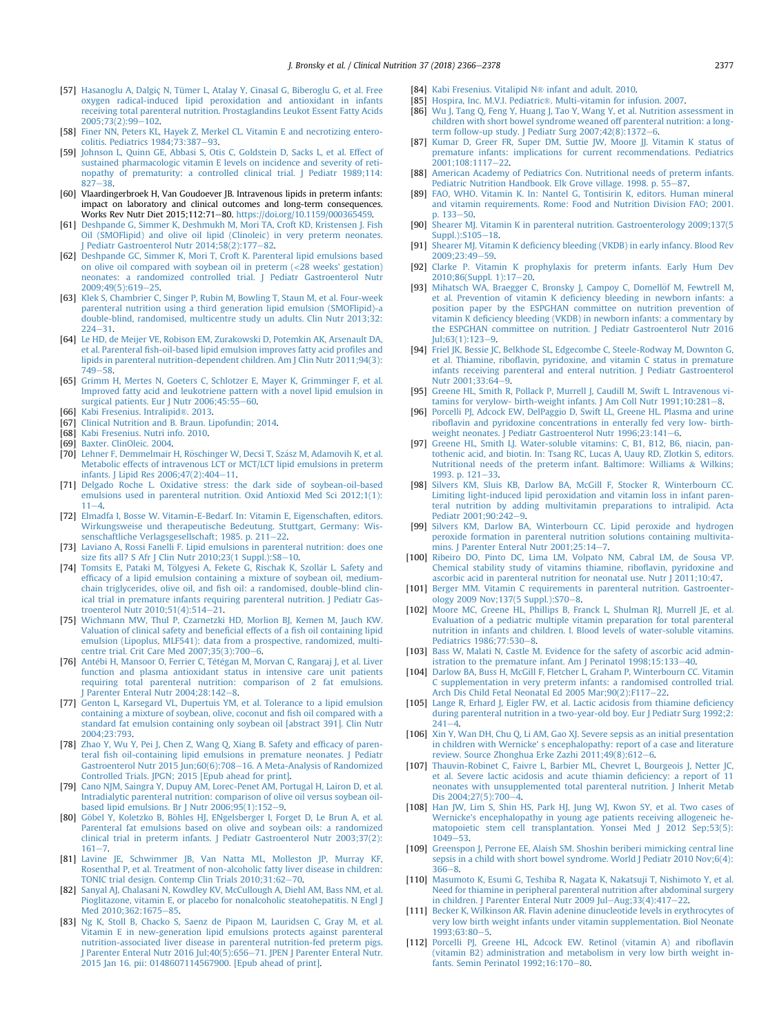[57] Hasanoglu A, Dalgiç N, Tümer L, Atalay Y, Cinasal G, Biberoglu G, et al. Free oxygen radical-induced lipid peroxidation and antioxidant in infants receiving total parenteral nutrition. Prostaglandins Leukot Essent Fatty Acids 2005;73(2):99–102.

[58] Finer NN, Peters KL, Hayek Z, Merkel CL. Vitamin E and necrotizing enterocolitis. Pediatrics 1984;73:387–93.

[59] Johnson L, Quinn GE, Abbasi S, Otis C, Goldstein D, Sacks L, et al. Effect of sustained pharmacologic vitamin E levels on incidence and severity of retinopathy of prematurity: a controlled clinical trial. J Pediatr 1989;114:827–38.

[60] Vlaardingerbroek H, Van Goudoever JB. Intravenous lipids in preterm infants: impact on laboratory and clinical outcomes and long-term consequences. Works Rev Nutr Diet 2015;112:71–80. https://doi.org/10.1159/000365459.

[61] Deshpande G, Simmer K, Deshmukh M, Mori TA, Croft KD, Kristensen J. Fish Oil (SMOFlipid) and olive oil lipid (Clinoleic) in very preterm neonates. J Pediatr Gastroenterol Nutr 2014;58(2):177–82.

[62] Deshpande GC, Simmer K, Mori T, Croft K. Parenteral lipid emulsions based on olive oil compared with soybean oil in preterm (<28 weeks' gestation) neonates: a randomized controlled trial. J Pediatr Gastroenterol Nutr 2009;49(5):619–25.

[63] Klek S, Chambrier C, Singer P, Rubin M, Bowling T, Staun M, et al. Four-week parenteral nutrition using a third generation lipid emulsion (SMOFlipid)-a double-blind, randomised, multicentre study un adults. Clin Nutr 2013;32:224–31.

[64] Le HD, de Meijer VE, Robison EM, Zurakowski D, Potemkin AK, Arsenault DA, et al. Parenteral fish-oil-based lipid emulsion improves fatty acid profiles and lipids in parenteral nutrition-dependent children. Am J Clin Nutr 2011;94(3):749–58.

[65] Grimm H, Mertes N, Goeters C, Schlotzer E, Mayer K, Grimminger F, et al. Improved fatty acid and leukotriene pattern with a novel lipid emulsion in surgical patients. Eur J Nutr 2006;45:55–60.

[66] Kabi Fresenius. Intralipid®. 2013.

[67] Clinical Nutrition and B. Braun. Lipofundin; 2014.

[68] Kabi Fresenius. Nutri info. 2010.

[69] Baxter. ClinOleic. 2004.

[70] Lehner F, Demmelmair H, Röschinger W, Decsi T, Szász M, Adamovih K, et al. Metabolic effects of intravenous LCT or MCT/LCT lipid emulsions in preterm infants. J Lipid Res 2006;47(2):404–11.

[71] Delgado Roche L. Oxidative stress: the dark side of soybean-oil-based emulsions used in parenteral nutrition. Oxid Antioxid Med Sci 2012;1(1):11–4.

[72] Elmadfa I, Bosse W. Vitamin-E-Bedarf. In: Vitamin E, Eigenschaften, editors. Wirkungsweise und therapeutische Bedeutung. Stuttgart, Germany: Wissenschaftliche Verlagsgesellschaft; 1985. p. 211–22.

[73] Laviano A, Rossi Fanelli F. Lipid emulsions in parenteral nutrition: does one size fits all? S Afr J Clin Nutr 2010;23(1 Suppl.):S8–10.

[74] Tomsits E, Pataki M, Tölgyesi A, Fekete G, Rischak K, Szollár L. Safety and efficacy of a lipid emulsion containing a mixture of soybean oil, medium-chain triglycerides, olive oil, and fish oil: a randomised, double-blind clinical trial in premature infants requiring parenteral nutrition. J Pediatr Gastroenterol Nutr 2010;51(4):514–21.

[75] Wichmann MW, Thul P, Czarnetzki HD, Morlion BJ, Kemen M, Jauch KW. Valuation of clinical safety and beneficial effects of a fish oil containing lipid emulsion (Lipoplus, MLF541): data from a prospective, randomized, multicentre trial. Crit Care Med 2007;35(3):700–6.

[76] Antébi H, Mansoor O, Ferrier C, Tétégan M, Morvan C, Rangaraj J, et al. Liver function and plasma antioxidant status in intensive care unit patients requiring total parenteral nutrition: comparison of 2 fat emulsions. J Parenter Enteral Nutr 2004;28:142–8.

[77] Genton L, Karsegard VL, Dupertuis YM, et al. Tolerance to a lipid emulsion containing a mixture of soybean, olive, coconut and fish oil compared with a standard fat emulsion containing only soybean oil [abstract 391]. Clin Nutr 2004;23:793.

[78] Zhao Y, Wu Y, Pei J, Chen Z, Wang Q, Xiang B. Safety and efficacy of parenteral fish oil-containing lipid emulsions in premature neonates. J Pediatr Gastroenterol Nutr 2015 Jun;60(6):708–16. A Meta-Analysis of Randomized Controlled Trials. JPGN; 2015 [Epub ahead for print].

[79] Cano NJM, Saingra Y, Dupuy AM, Lorec-Penet AM, Portugal H, Lairon D, et al. Intradialytic parenteral nutrition: comparison of olive oil versus soybean oil-based lipid emulsions. Br J Nutr 2006;95(1):152–9.

[80] Göbel Y, Koletzko B, Böhles HJ, ENgelsberger I, Forget D, Le Brun A, et al. Parenteral fat emulsions based on olive and soybean oils: a randomized clinical trial in preterm infants. J Pediatr Gastroenterol Nutr 2003;37(2):161–7.

[81] Lavine JE, Schwimmer JB, Van Natta ML, Molleston JP, Murray KF, Rosenthal P, et al. Treatment of non-alcoholic fatty liver disease in children: TONIC trial design. Contemp Clin Trials 2010;31:62–70.

[82] Sanyal AJ, Chalasani N, Kowdley KV, McCullough A, Diehl AM, Bass NM, et al. Pioglitazone, vitamin E, or placebo for nonalcoholic steatohepatitis. N Engl J Med 2010;362:1675–85.

[83] Ng K, Stoll B, Chacko S, Saenz de Pipaon M, Lauridsen C, Gray M, et al. Vitamin E in new-generation lipid emulsions protects against parenteral nutrition-associated liver disease in parenteral nutrition-fed preterm pigs. J Parenter Enteral Nutr 2016 Jul;40(5):656–71. JPEN J Parenter Enteral Nutr. 2015 Jan 16. pii: 0148607114567900. [Epub ahead of print].

[84] Kabi Fresenius. Vitalipid N® infant and adult. 2010.

[85] Hospira, Inc. M.V.I. Pediatric®. Multi-vitamin for infusion. 2007.

[86] Wu J, Tang Q, Feng Y, Huang J, Tao Y, Wang Y, et al. Nutrition assessment in children with short bowel syndrome weaned off parenteral nutrition: a long-term follow-up study. J Pediatr Surg 2007;42(8):1372–6.

[87] Kumar D, Greer FR, Super DM, Suttie JW, Moore JJ. Vitamin K status of premature infants: implications for current recommendations. Pediatrics 2001;108:1117–22.

[88] American Academy of Pediatrics Con. Nutritional needs of preterm infants. Pediatric Nutrition Handbook. Elk Grove village. 1998. p. 55–87.

[89] FAO, WHO. Vitamin K. In: Nantel G, Tontisirin K, editors. Human mineral and vitamin requirements. Rome: Food and Nutrition Division FAO; 2001. p. 133–50.

[90] Shearer MJ. Vitamin K in parenteral nutrition. Gastroenterology 2009;137(5 Suppl.):S105–18.

[91] Shearer MJ. Vitamin K deficiency bleeding (VKDB) in early infancy. Blood Rev 2009;23:49–59.

[92] Clarke P. Vitamin K prophylaxis for preterm infants. Early Hum Dev 2010;86(Suppl. 1):17–20.

[93] Mihatsch WA, Braegger C, Bronsky J, Campoy C, Domellöf M, Fewtrell M, et al. Prevention of vitamin K deficiency bleeding in newborn infants: a position paper by the ESPGHAN committee on nutrition prevention of vitamin K deficiency bleeding (VKDB) in newborn infants: a commentary by the ESPGHAN committee on nutrition. J Pediatr Gastroenterol Nutr 2016 Jul;63(1):123–9.

[94] Friel JK, Bessie JC, Belkhode SL, Edgecombe C, Steele-Rodway M, Downton G, et al. Thiamine, riboflavin, pyridoxine, and vitamin C status in premature infants receiving parenteral and enteral nutrition. J Pediatr Gastroenterol Nutr 2001;33:64–9.

[95] Greene HL, Smith R, Pollack P, Murrell J, Caudill M, Swift L. Intravenous vitamins for verylow- birth-weight infants. J Am Coll Nutr 1991;10:281–8.

[96] Porcelli PJ, Adcock EW, DelPaggio D, Swift LL, Greene HL. Plasma and urine riboflavin and pyridoxine concentrations in enterally fed very low- birth-weight neonates. J Pediatr Gastroenterol Nutr 1996;23:141–6.

[97] Greene HL, Smith LJ. Water-soluble vitamins: C, B1, B12, B6, niacin, pantothenic acid, and biotin. In: Tsang RC, Lucas A, Uauy RD, Zlotkin S, editors. Nutritional needs of the preterm infant. Baltimore: Williams & Wilkins; 1993. p. 121–33.

[98] Silvers KM, Sluis KB, Darlow BA, McGill F, Stocker R, Winterbourn CC. Limiting light-induced lipid peroxidation and vitamin loss in infant parenteral nutrition by adding multivitamin preparations to intralipid. Acta Pediatr 2001;90:242–9.

[99] Silvers KM, Darlow BA, Winterbourn CC. Lipid peroxide and hydrogen peroxide formation in parenteral nutrition solutions containing multivitamins. J Parenter Enteral Nutr 2001;25:14–7.

[100] Ribeiro DO, Pinto DC, Lima LM, Volpato NM, Cabral LM, de Sousa VP. Chemical stability study of vitamins thiamine, riboflavin, pyridoxine and ascorbic acid in parenteral nutrition for neonatal use. Nutr J 2011;10:47.

[101] Berger MM. Vitamin C requirements in parenteral nutrition. Gastroenterology 2009 Nov;137(5 Suppl.):S70–8.

[102] Moore MC, Greene HL, Phillips B, Franck L, Shulman RJ, Murrell JE, et al. Evaluation of a pediatric multiple vitamin preparation for total parenteral nutrition in infants and children. I. Blood levels of water-soluble vitamins. Pediatrics 1986;77:530–8.

[103] Bass WT, Malati N, Castle M. Evidence for the safety of ascorbic acid administration to the premature infant. Am J Perinatol 1998;15:133–40.

[104] Darlow BA, Buss H, McGill F, Fletcher L, Graham P, Winterbourn CC. Vitamin C supplementation in very preterm infants: a randomised controlled trial. Arch Dis Child Fetal Neonatal Ed 2005 Mar;90(2):F117–22.

[105] Lange R, Erhard J, Eigler FW, et al. Lactic acidosis from thiamine deficiency during parenteral nutrition in a two-year-old boy. Eur J Pediatr Surg 1992;2:241–4.

[106] Xin Y, Wan DH, Chu Q, Li AM, Gao XJ. Severe sepsis as an initial presentation in children with Wernicke' s encephalopathy: report of a case and literature review. Source Zhonghua Erke Zazhi 2011;49(8):612–6.

[107] Thauvin-Robinet C, Faivre L, Barbier ML, Chevret L, Bourgeois J, Netter JC, et al. Severe lactic acidosis and acute thiamin deficiency: a report of 11 neonates with unsupplemented total parenteral nutrition. J Inherit Metab Dis 2004;27(5):700–4.

[108] Han JW, Lim S, Shin HS, Park HJ, Jung WJ, Kwon SY, et al. Two cases of Wernicke's encephalopathy in young age patients receiving allogeneic hematopoietic stem cell transplantation. Yonsei Med J 2012 Sep;53(5):1049–53.

[109] Greenspon J, Perrone EE, Alaish SM. Shoshin beriberi mimicking central line sepsis in a child with short bowel syndrome. World J Pediatr 2010 Nov;6(4):366–8.

[110] Masumoto K, Esumi G, Teshiba R, Nagata K, Nakatsuji T, Nishimoto Y, et al. Need for thiamine in peripheral parenteral nutrition after abdominal surgery in children. J Parenter Enteral Nutr 2009 Jul–Aug;33(4):417–22.

[111] Becker K, Wilkinson AR. Flavin adenine dinucleotide levels in erythrocytes of very low birth weight infants under vitamin supplementation. Biol Neonate 1993;63:80–5.

[112] Porcelli PJ, Greene HL, Adcock EW. Retinol (vitamin A) and riboflavin (vitamin B2) administration and metabolism in very low birth weight infants. Semin Perinatol 1992;16:170–80.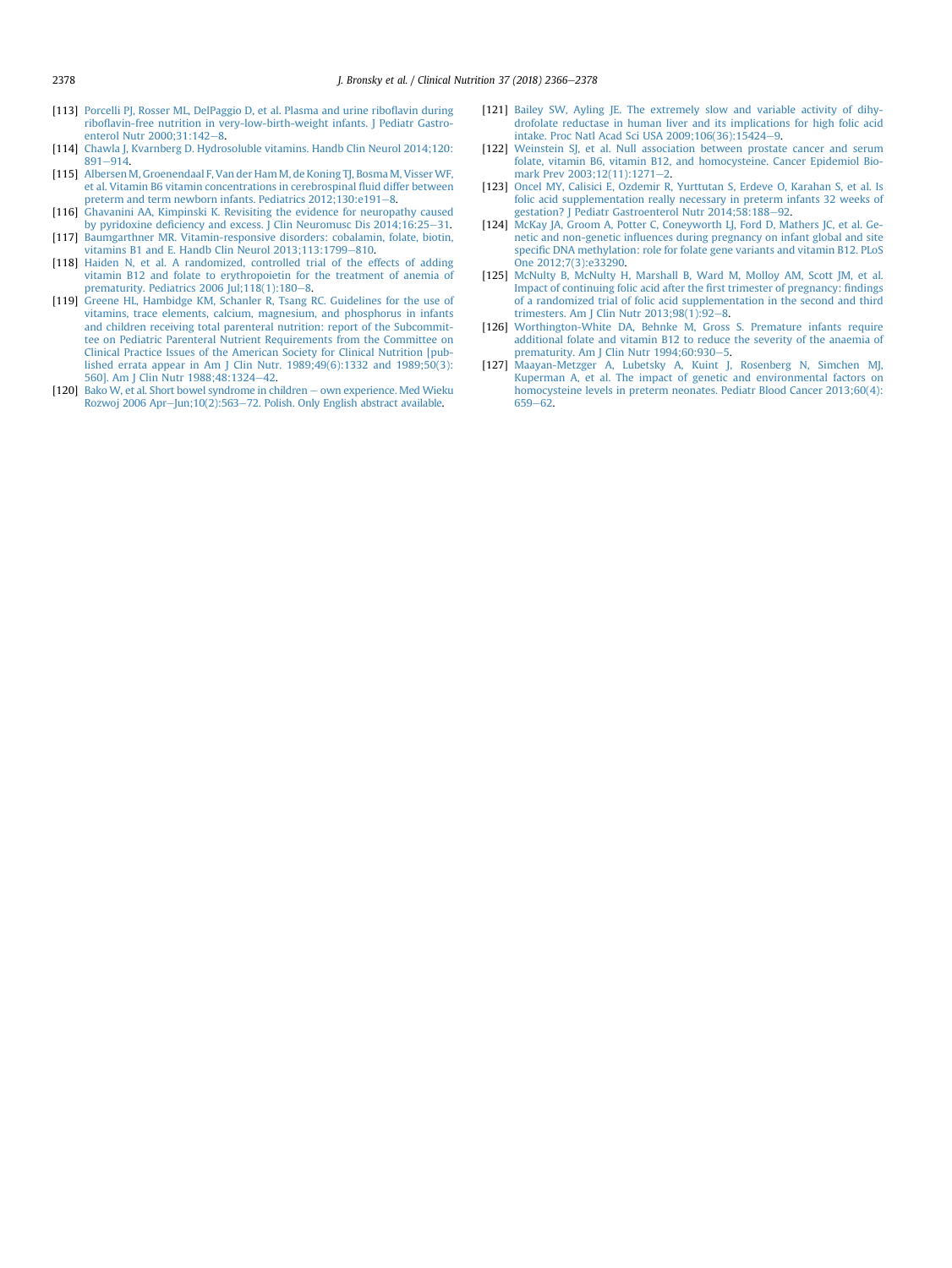[113] Porcelli PJ, Rosser ML, DelPaggio D, et al. Plasma and urine riboflavin during riboflavin-free nutrition in very-low-birth-weight infants. J Pediatr Gastroenterol Nutr 2000;31:142–8.

[114] Chawla J, Kvarnberg D. Hydrosoluble vitamins. Handb Clin Neurol 2014;120: 891–914.

[115] Albersen M, Groenendaal F, Van der Ham M, de Koning TJ, Bosma M, Visser WF, et al. Vitamin B6 vitamin concentrations in cerebrospinal fluid differ between preterm and term newborn infants. Pediatrics 2012;130:e191–8.

[116] Ghavanini AA, Kimpinski K. Revisiting the evidence for neuropathy caused by pyridoxine deficiency and excess. J Clin Neuromusc Dis 2014;16:25–31.

[117] Baumgarthner MR. Vitamin-responsive disorders: cobalamin, folate, biotin, vitamins B1 and E. Handb Clin Neurol 2013;113:1799–810.

[118] Haiden N, et al. A randomized, controlled trial of the effects of adding vitamin B12 and folate to erythropoietin for the treatment of anemia of prematurity. Pediatrics 2006 Jul;118(1):180–8.

[119] Greene HL, Hambidge KM, Schanler R, Tsang RC. Guidelines for the use of vitamins, trace elements, calcium, magnesium, and phosphorus in infants and children receiving total parenteral nutrition: report of the Subcommittee on Pediatric Parenteral Nutrient Requirements from the Committee on Clinical Practice Issues of the American Society for Clinical Nutrition [published errata appear in Am J Clin Nutr. 1989;49(6):1332 and 1989;50(3): 560]. Am J Clin Nutr 1988;48:1324–42.

[120] Bako W, et al. Short bowel syndrome in children – own experience. Med Wieku Rozwoj 2006 Apr–Jun;10(2):563–72. Polish. Only English abstract available.

[121] Bailey SW, Ayling JE. The extremely slow and variable activity of dihydrofolate reductase in human liver and its implications for high folic acid intake. Proc Natl Acad Sci USA 2009;106(36):15424–9.

[122] Weinstein SJ, et al. Null association between prostate cancer and serum folate, vitamin B6, vitamin B12, and homocysteine. Cancer Epidemiol Biomark Prev 2003;12(11):1271–2.

[123] Oncel MY, Calisici E, Ozdemir R, Yurttutan S, Erdeve O, Karahan S, et al. Is folic acid supplementation really necessary in preterm infants 32 weeks of gestation? J Pediatr Gastroenterol Nutr 2014;58:188–92.

[124] McKay JA, Groom A, Potter C, Coneyworth LJ, Ford D, Mathers JC, et al. Genetic and non-genetic influences during pregnancy on infant global and site specific DNA methylation: role for folate gene variants and vitamin B12. PLoS One 2012;7(3):e33290.

[125] McNulty B, McNulty H, Marshall B, Ward M, Molloy AM, Scott JM, et al. Impact of continuing folic acid after the first trimester of pregnancy: findings of a randomized trial of folic acid supplementation in the second and third trimesters. Am J Clin Nutr 2013;98(1):92–8.

[126] Worthington-White DA, Behnke M, Gross S. Premature infants require additional folate and vitamin B12 to reduce the severity of the anaemia of prematurity. Am J Clin Nutr 1994;60:930–5.

[127] Maayan-Metzger A, Lubetsky A, Kuint J, Rosenberg N, Simchen MJ, Kuperman A, et al. The impact of genetic and environmental factors on homocysteine levels in preterm neonates. Pediatr Blood Cancer 2013;60(4): 659–62.